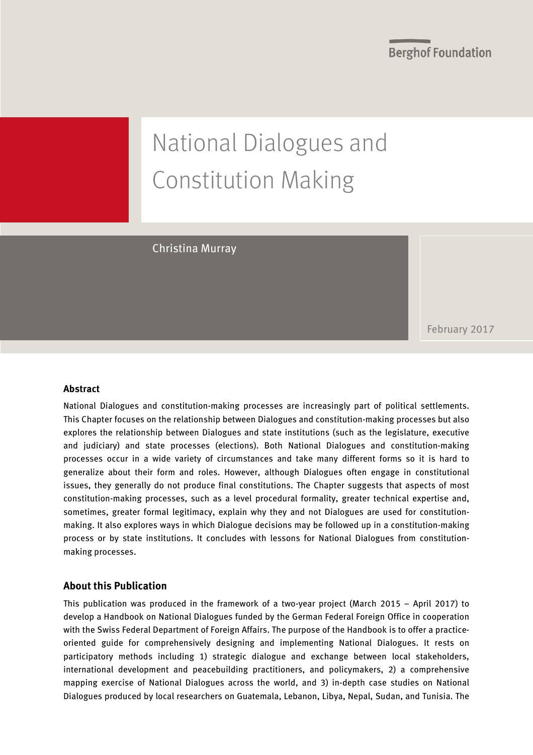Berghof Foundation

# National Dialogues and Constitution Making

Christina Murray

February 2017

## Abstract

National Dialogues and constitution-making processes are increasingly part of political settlements. This Chapter focuses on the relationship between Dialogues and constitution-making processes but also explores the relationship between Dialogues and state institutions (such as the legislature, executive and judiciary) and state processes (elections). Both National Dialogues and constitution-making processes occur in a wide variety of circumstances and take many different forms so it is hard to generalize about their form and roles. However, although Dialogues often engage in constitutional issues, they generally do not produce final constitutions. The Chapter suggests that aspects of most constitution-making processes, such as a level procedural formality, greater technical expertise and, sometimes, greater formal legitimacy, explain why they and not Dialogues are used for constitution-making. It also explores ways in which Dialogue decisions may be followed up in a constitution-making process or by state institutions. It concludes with lessons for National Dialogues from constitution-making processes.

## About this Publication

This publication was produced in the framework of a two-year project (March 2015 – April 2017) to develop a Handbook on National Dialogues funded by the German Federal Foreign Office in cooperation with the Swiss Federal Department of Foreign Affairs. The purpose of the Handbook is to offer a practice-oriented guide for comprehensively designing and implementing National Dialogues. It rests on participatory methods including 1) strategic dialogue and exchange between local stakeholders, international development and peacebuilding practitioners, and policymakers, 2) a comprehensive mapping exercise of National Dialogues across the world, and 3) in-depth case studies on National Dialogues produced by local researchers on Guatemala, Lebanon, Libya, Nepal, Sudan, and Tunisia. The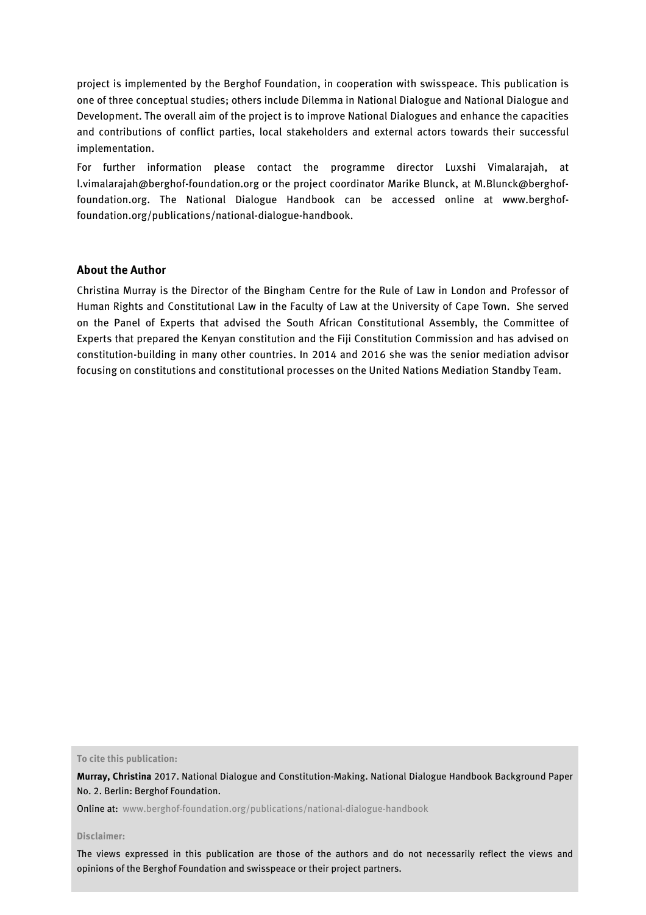project is implemented by the Berghof Foundation, in cooperation with swisspeace. This publication is one of three conceptual studies; others include Dilemma in National Dialogue and National Dialogue and Development. The overall aim of the project is to improve National Dialogues and enhance the capacities and contributions of conflict parties, local stakeholders and external actors towards their successful implementation.

For further information please contact the programme director Luxshi Vimalarajah, at l.vimalarajah@berghof-foundation.org or the project coordinator Marike Blunck, at M.Blunck@berghof-foundation.org. The National Dialogue Handbook can be accessed online at www.berghof-foundation.org/publications/national-dialogue-handbook.

## About the Author

Christina Murray is the Director of the Bingham Centre for the Rule of Law in London and Professor of Human Rights and Constitutional Law in the Faculty of Law at the University of Cape Town. She served on the Panel of Experts that advised the South African Constitutional Assembly, the Committee of Experts that prepared the Kenyan constitution and the Fiji Constitution Commission and has advised on constitution-building in many other countries. In 2014 and 2016 she was the senior mediation advisor focusing on constitutions and constitutional processes on the United Nations Mediation Standby Team.

**To cite this publication:**

**Murray, Christina** 2017. National Dialogue and Constitution-Making. National Dialogue Handbook Background Paper No. 2. Berlin: Berghof Foundation.

Online at: www.berghof-foundation.org/publications/national-dialogue-handbook

**Disclaimer:**

The views expressed in this publication are those of the authors and do not necessarily reflect the views and opinions of the Berghof Foundation and swisspeace or their project partners.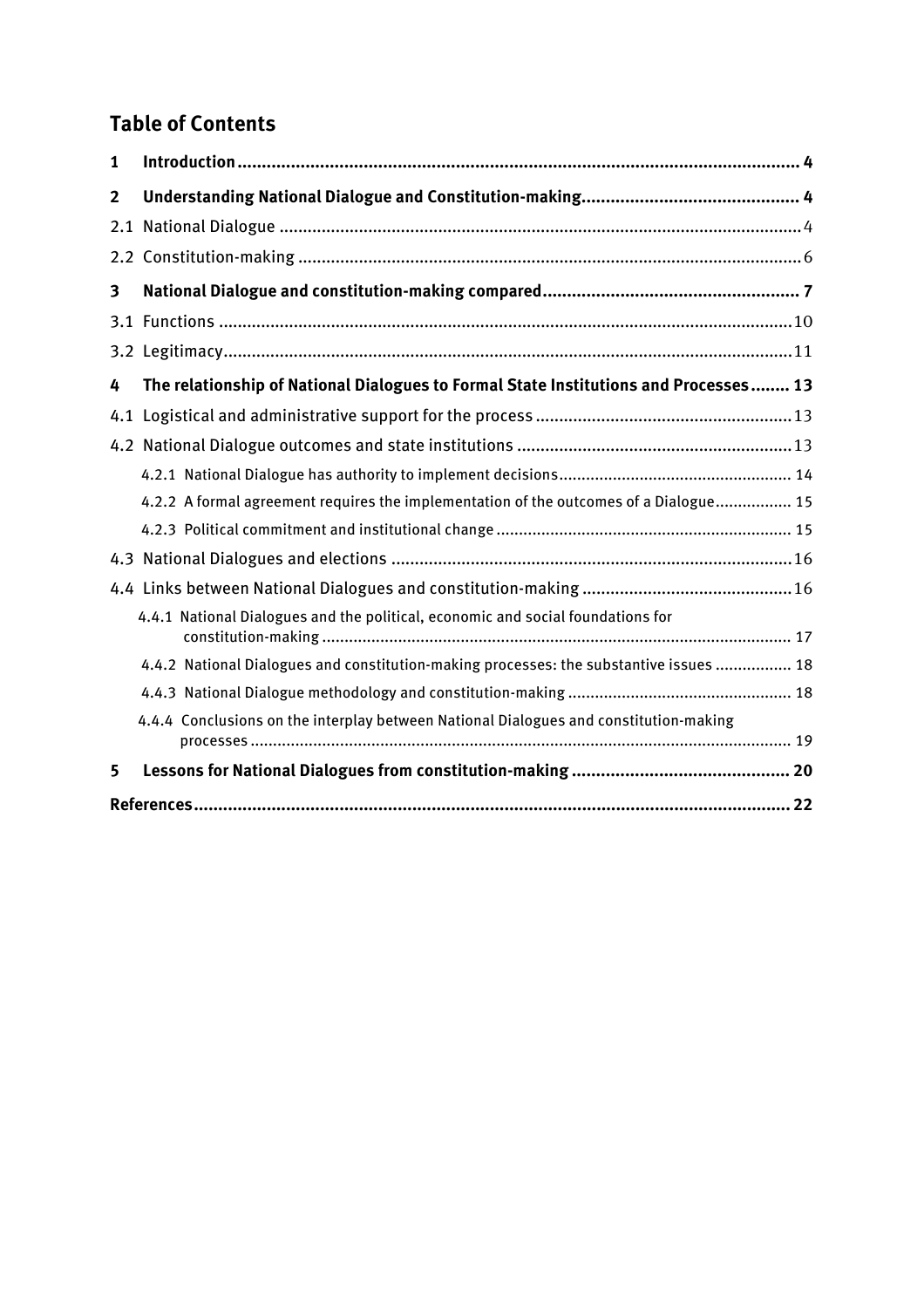## Table of Contents

**1 Introduction ... 4**

**2 Understanding National Dialogue and Constitution-making ... 4**

2.1 National Dialogue ... 4

2.2 Constitution-making ... 6

**3 National Dialogue and constitution-making compared ... 7**

3.1 Functions ... 10

3.2 Legitimacy ... 11

**4 The relationship of National Dialogues to Formal State Institutions and Processes ... 13**

4.1 Logistical and administrative support for the process ... 13

4.2 National Dialogue outcomes and state institutions ... 13

4.2.1 National Dialogue has authority to implement decisions ... 14

4.2.2 A formal agreement requires the implementation of the outcomes of a Dialogue ... 15

4.2.3 Political commitment and institutional change ... 15

4.3 National Dialogues and elections ... 16

4.4 Links between National Dialogues and constitution-making ... 16

4.4.1 National Dialogues and the political, economic and social foundations for constitution-making ... 17

4.4.2 National Dialogues and constitution-making processes: the substantive issues ... 18

4.4.3 National Dialogue methodology and constitution-making ... 18

4.4.4 Conclusions on the interplay between National Dialogues and constitution-making processes ... 19

**5 Lessons for National Dialogues from constitution-making ... 20**

**References ... 22**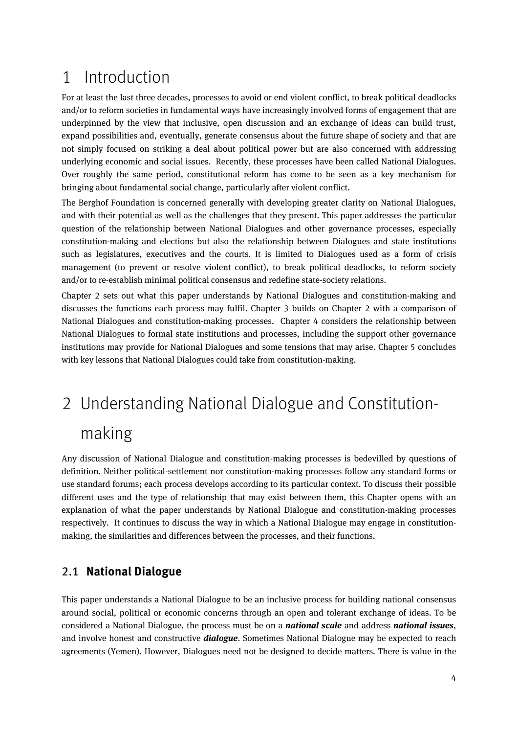# 1 Introduction

For at least the last three decades, processes to avoid or end violent conflict, to break political deadlocks and/or to reform societies in fundamental ways have increasingly involved forms of engagement that are underpinned by the view that inclusive, open discussion and an exchange of ideas can build trust, expand possibilities and, eventually, generate consensus about the future shape of society and that are not simply focused on striking a deal about political power but are also concerned with addressing underlying economic and social issues. Recently, these processes have been called National Dialogues. Over roughly the same period, constitutional reform has come to be seen as a key mechanism for bringing about fundamental social change, particularly after violent conflict.

The Berghof Foundation is concerned generally with developing greater clarity on National Dialogues, and with their potential as well as the challenges that they present. This paper addresses the particular question of the relationship between National Dialogues and other governance processes, especially constitution-making and elections but also the relationship between Dialogues and state institutions such as legislatures, executives and the courts. It is limited to Dialogues used as a form of crisis management (to prevent or resolve violent conflict), to break political deadlocks, to reform society and/or to re-establish minimal political consensus and redefine state-society relations.

Chapter 2 sets out what this paper understands by National Dialogues and constitution-making and discusses the functions each process may fulfil. Chapter 3 builds on Chapter 2 with a comparison of National Dialogues and constitution-making processes. Chapter 4 considers the relationship between National Dialogues to formal state institutions and processes, including the support other governance institutions may provide for National Dialogues and some tensions that may arise. Chapter 5 concludes with key lessons that National Dialogues could take from constitution-making.

# 2 Understanding National Dialogue and Constitution-making

Any discussion of National Dialogue and constitution-making processes is bedevilled by questions of definition. Neither political-settlement nor constitution-making processes follow any standard forms or use standard forums; each process develops according to its particular context. To discuss their possible different uses and the type of relationship that may exist between them, this Chapter opens with an explanation of what the paper understands by National Dialogue and constitution-making processes respectively. It continues to discuss the way in which a National Dialogue may engage in constitution-making, the similarities and differences between the processes, and their functions.

## 2.1 National Dialogue

This paper understands a National Dialogue to be an inclusive process for building national consensus around social, political or economic concerns through an open and tolerant exchange of ideas. To be considered a National Dialogue, the process must be on a ***national scale*** and address ***national issues***, and involve honest and constructive ***dialogue***. Sometimes National Dialogue may be expected to reach agreements (Yemen). However, Dialogues need not be designed to decide matters. There is value in the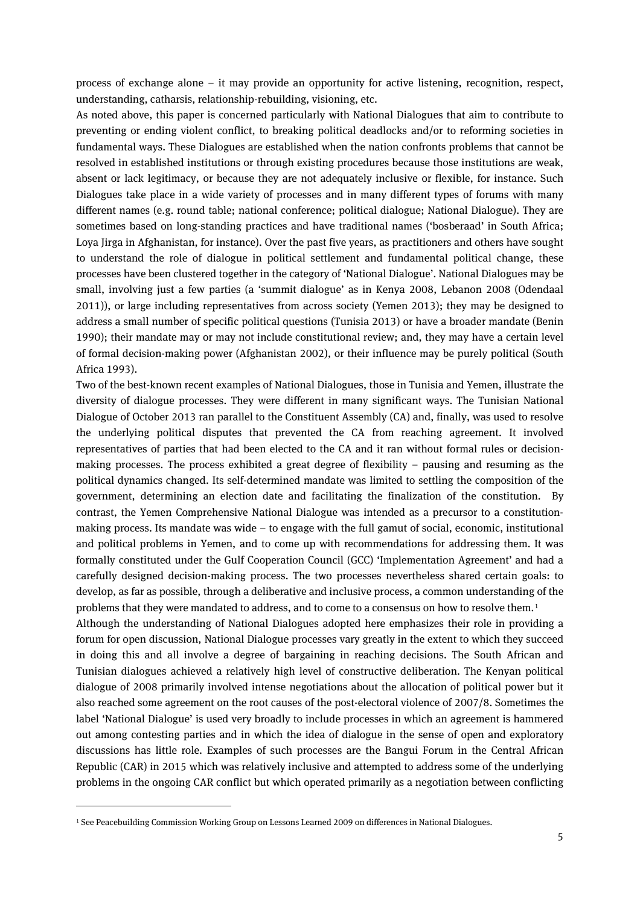process of exchange alone – it may provide an opportunity for active listening, recognition, respect, understanding, catharsis, relationship-rebuilding, visioning, etc.

As noted above, this paper is concerned particularly with National Dialogues that aim to contribute to preventing or ending violent conflict, to breaking political deadlocks and/or to reforming societies in fundamental ways. These Dialogues are established when the nation confronts problems that cannot be resolved in established institutions or through existing procedures because those institutions are weak, absent or lack legitimacy, or because they are not adequately inclusive or flexible, for instance. Such Dialogues take place in a wide variety of processes and in many different types of forums with many different names (e.g. round table; national conference; political dialogue; National Dialogue). They are sometimes based on long-standing practices and have traditional names ('bosberaad' in South Africa; Loya Jirga in Afghanistan, for instance). Over the past five years, as practitioners and others have sought to understand the role of dialogue in political settlement and fundamental political change, these processes have been clustered together in the category of 'National Dialogue'. National Dialogues may be small, involving just a few parties (a 'summit dialogue' as in Kenya 2008, Lebanon 2008 (Odendaal 2011)), or large including representatives from across society (Yemen 2013); they may be designed to address a small number of specific political questions (Tunisia 2013) or have a broader mandate (Benin 1990); their mandate may or may not include constitutional review; and, they may have a certain level of formal decision-making power (Afghanistan 2002), or their influence may be purely political (South Africa 1993).

Two of the best-known recent examples of National Dialogues, those in Tunisia and Yemen, illustrate the diversity of dialogue processes. They were different in many significant ways. The Tunisian National Dialogue of October 2013 ran parallel to the Constituent Assembly (CA) and, finally, was used to resolve the underlying political disputes that prevented the CA from reaching agreement. It involved representatives of parties that had been elected to the CA and it ran without formal rules or decision-making processes. The process exhibited a great degree of flexibility – pausing and resuming as the political dynamics changed. Its self-determined mandate was limited to settling the composition of the government, determining an election date and facilitating the finalization of the constitution. By contrast, the Yemen Comprehensive National Dialogue was intended as a precursor to a constitution-making process. Its mandate was wide – to engage with the full gamut of social, economic, institutional and political problems in Yemen, and to come up with recommendations for addressing them. It was formally constituted under the Gulf Cooperation Council (GCC) 'Implementation Agreement' and had a carefully designed decision-making process. The two processes nevertheless shared certain goals: to develop, as far as possible, through a deliberative and inclusive process, a common understanding of the problems that they were mandated to address, and to come to a consensus on how to resolve them.[1]

Although the understanding of National Dialogues adopted here emphasizes their role in providing a forum for open discussion, National Dialogue processes vary greatly in the extent to which they succeed in doing this and all involve a degree of bargaining in reaching decisions. The South African and Tunisian dialogues achieved a relatively high level of constructive deliberation. The Kenyan political dialogue of 2008 primarily involved intense negotiations about the allocation of political power but it also reached some agreement on the root causes of the post-electoral violence of 2007/8. Sometimes the label 'National Dialogue' is used very broadly to include processes in which an agreement is hammered out among contesting parties and in which the idea of dialogue in the sense of open and exploratory discussions has little role. Examples of such processes are the Bangui Forum in the Central African Republic (CAR) in 2015 which was relatively inclusive and attempted to address some of the underlying problems in the ongoing CAR conflict but which operated primarily as a negotiation between conflicting

[1] See Peacebuilding Commission Working Group on Lessons Learned 2009 on differences in National Dialogues.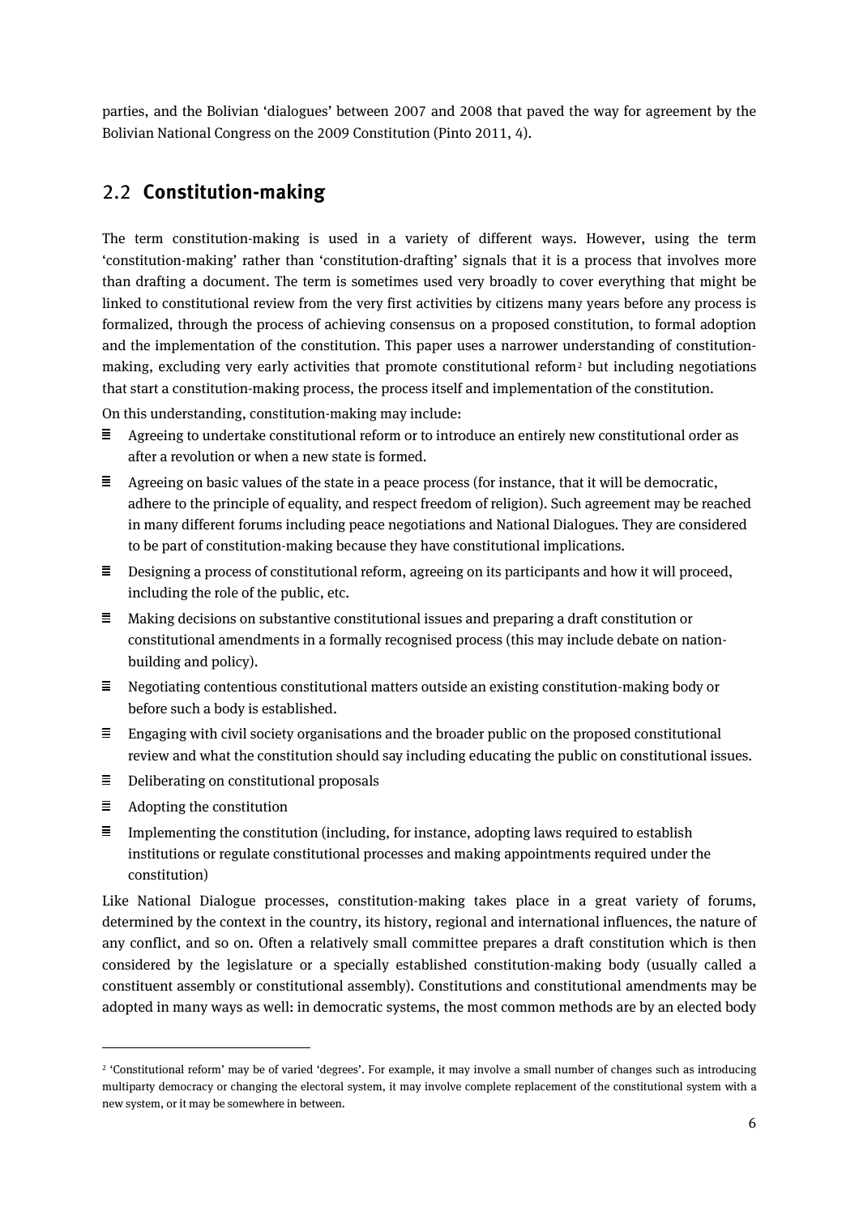parties, and the Bolivian 'dialogues' between 2007 and 2008 that paved the way for agreement by the Bolivian National Congress on the 2009 Constitution (Pinto 2011, 4).

## 2.2 Constitution-making

The term constitution-making is used in a variety of different ways. However, using the term 'constitution-making' rather than 'constitution-drafting' signals that it is a process that involves more than drafting a document. The term is sometimes used very broadly to cover everything that might be linked to constitutional review from the very first activities by citizens many years before any process is formalized, through the process of achieving consensus on a proposed constitution, to formal adoption and the implementation of the constitution. This paper uses a narrower understanding of constitution-making, excluding very early activities that promote constitutional reform[2] but including negotiations that start a constitution-making process, the process itself and implementation of the constitution.

On this understanding, constitution-making may include:

- Agreeing to undertake constitutional reform or to introduce an entirely new constitutional order as after a revolution or when a new state is formed.
- Agreeing on basic values of the state in a peace process (for instance, that it will be democratic, adhere to the principle of equality, and respect freedom of religion). Such agreement may be reached in many different forums including peace negotiations and National Dialogues. They are considered to be part of constitution-making because they have constitutional implications.
- Designing a process of constitutional reform, agreeing on its participants and how it will proceed, including the role of the public, etc.
- Making decisions on substantive constitutional issues and preparing a draft constitution or constitutional amendments in a formally recognised process (this may include debate on nation-building and policy).
- Negotiating contentious constitutional matters outside an existing constitution-making body or before such a body is established.
- Engaging with civil society organisations and the broader public on the proposed constitutional review and what the constitution should say including educating the public on constitutional issues.
- Deliberating on constitutional proposals
- Adopting the constitution
- Implementing the constitution (including, for instance, adopting laws required to establish institutions or regulate constitutional processes and making appointments required under the constitution)

Like National Dialogue processes, constitution-making takes place in a great variety of forums, determined by the context in the country, its history, regional and international influences, the nature of any conflict, and so on. Often a relatively small committee prepares a draft constitution which is then considered by the legislature or a specially established constitution-making body (usually called a constituent assembly or constitutional assembly). Constitutions and constitutional amendments may be adopted in many ways as well: in democratic systems, the most common methods are by an elected body

[2] 'Constitutional reform' may be of varied 'degrees'. For example, it may involve a small number of changes such as introducing multiparty democracy or changing the electoral system, it may involve complete replacement of the constitutional system with a new system, or it may be somewhere in between.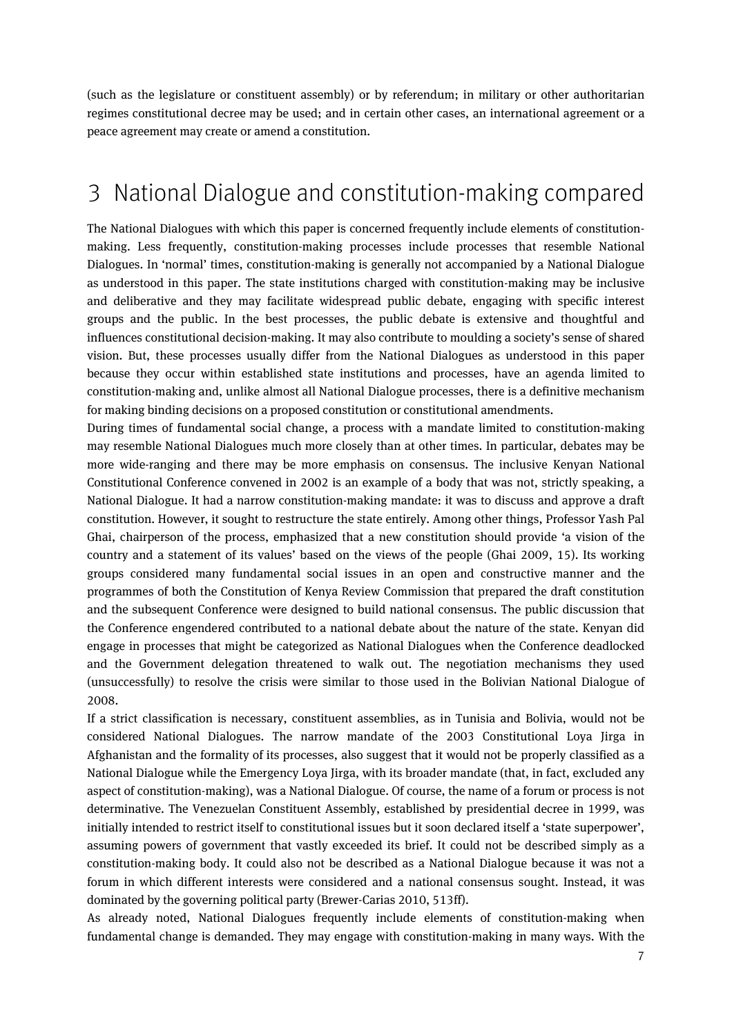(such as the legislature or constituent assembly) or by referendum; in military or other authoritarian regimes constitutional decree may be used; and in certain other cases, an international agreement or a peace agreement may create or amend a constitution.

# 3 National Dialogue and constitution-making compared

The National Dialogues with which this paper is concerned frequently include elements of constitution-making. Less frequently, constitution-making processes include processes that resemble National Dialogues. In 'normal' times, constitution-making is generally not accompanied by a National Dialogue as understood in this paper. The state institutions charged with constitution-making may be inclusive and deliberative and they may facilitate widespread public debate, engaging with specific interest groups and the public. In the best processes, the public debate is extensive and thoughtful and influences constitutional decision-making. It may also contribute to moulding a society's sense of shared vision. But, these processes usually differ from the National Dialogues as understood in this paper because they occur within established state institutions and processes, have an agenda limited to constitution-making and, unlike almost all National Dialogue processes, there is a definitive mechanism for making binding decisions on a proposed constitution or constitutional amendments.

During times of fundamental social change, a process with a mandate limited to constitution-making may resemble National Dialogues much more closely than at other times. In particular, debates may be more wide-ranging and there may be more emphasis on consensus. The inclusive Kenyan National Constitutional Conference convened in 2002 is an example of a body that was not, strictly speaking, a National Dialogue. It had a narrow constitution-making mandate: it was to discuss and approve a draft constitution. However, it sought to restructure the state entirely. Among other things, Professor Yash Pal Ghai, chairperson of the process, emphasized that a new constitution should provide 'a vision of the country and a statement of its values' based on the views of the people (Ghai 2009, 15). Its working groups considered many fundamental social issues in an open and constructive manner and the programmes of both the Constitution of Kenya Review Commission that prepared the draft constitution and the subsequent Conference were designed to build national consensus. The public discussion that the Conference engendered contributed to a national debate about the nature of the state. Kenyan did engage in processes that might be categorized as National Dialogues when the Conference deadlocked and the Government delegation threatened to walk out. The negotiation mechanisms they used (unsuccessfully) to resolve the crisis were similar to those used in the Bolivian National Dialogue of 2008.

If a strict classification is necessary, constituent assemblies, as in Tunisia and Bolivia, would not be considered National Dialogues. The narrow mandate of the 2003 Constitutional Loya Jirga in Afghanistan and the formality of its processes, also suggest that it would not be properly classified as a National Dialogue while the Emergency Loya Jirga, with its broader mandate (that, in fact, excluded any aspect of constitution-making), was a National Dialogue. Of course, the name of a forum or process is not determinative. The Venezuelan Constituent Assembly, established by presidential decree in 1999, was initially intended to restrict itself to constitutional issues but it soon declared itself a 'state superpower', assuming powers of government that vastly exceeded its brief. It could not be described simply as a constitution-making body. It could also not be described as a National Dialogue because it was not a forum in which different interests were considered and a national consensus sought. Instead, it was dominated by the governing political party (Brewer-Carias 2010, 513ff).

As already noted, National Dialogues frequently include elements of constitution-making when fundamental change is demanded. They may engage with constitution-making in many ways. With the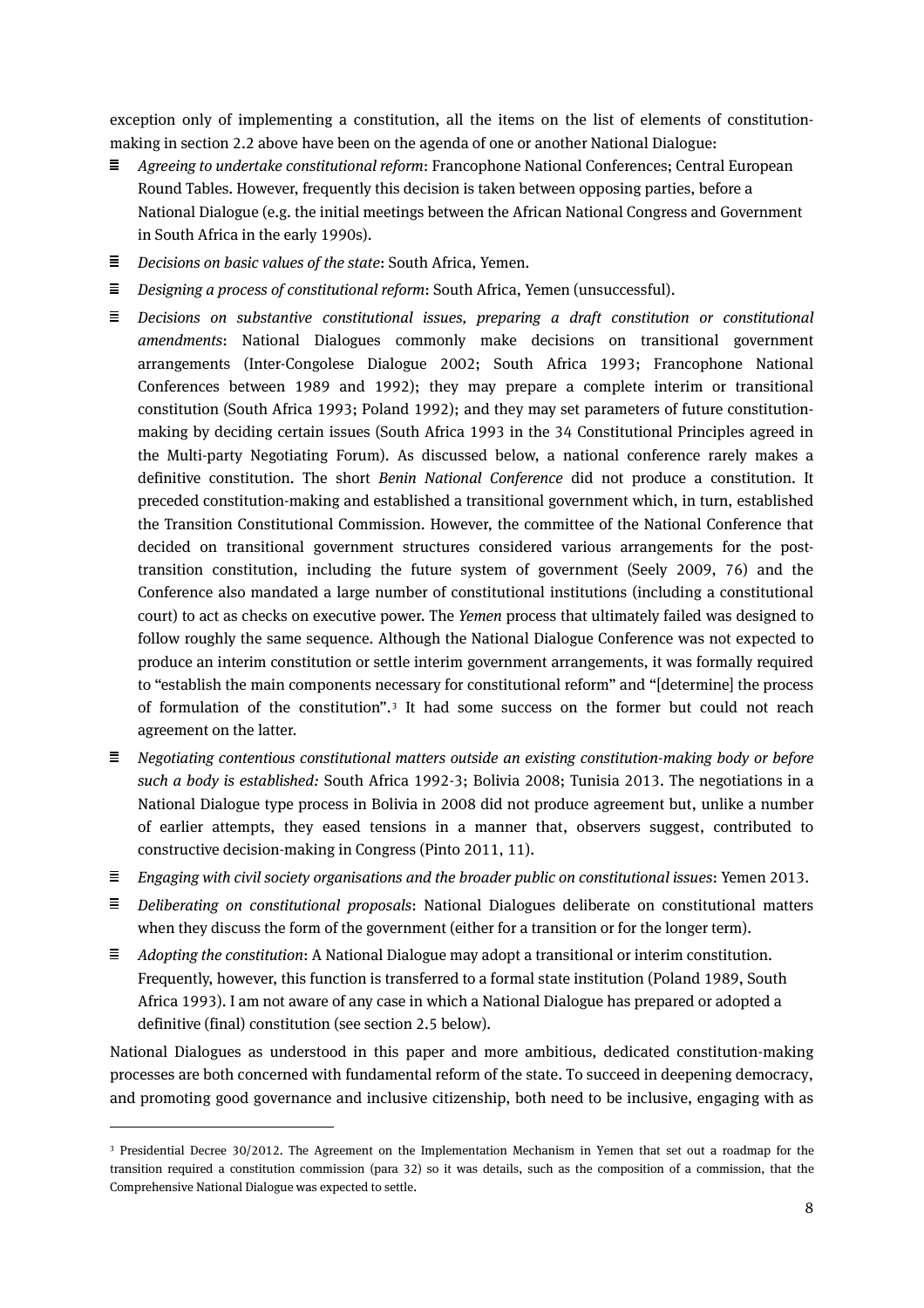exception only of implementing a constitution, all the items on the list of elements of constitution-making in section 2.2 above have been on the agenda of one or another National Dialogue:

- *Agreeing to undertake constitutional reform*: Francophone National Conferences; Central European Round Tables. However, frequently this decision is taken between opposing parties, before a National Dialogue (e.g. the initial meetings between the African National Congress and Government in South Africa in the early 1990s).
- *Decisions on basic values of the state*: South Africa, Yemen.
- *Designing a process of constitutional reform*: South Africa, Yemen (unsuccessful).
- *Decisions on substantive constitutional issues, preparing a draft constitution or constitutional amendments*: National Dialogues commonly make decisions on transitional government arrangements (Inter-Congolese Dialogue 2002; South Africa 1993; Francophone National Conferences between 1989 and 1992); they may prepare a complete interim or transitional constitution (South Africa 1993; Poland 1992); and they may set parameters of future constitution-making by deciding certain issues (South Africa 1993 in the 34 Constitutional Principles agreed in the Multi-party Negotiating Forum). As discussed below, a national conference rarely makes a definitive constitution. The short *Benin National Conference* did not produce a constitution. It preceded constitution-making and established a transitional government which, in turn, established the Transition Constitutional Commission. However, the committee of the National Conference that decided on transitional government structures considered various arrangements for the post-transition constitution, including the future system of government (Seely 2009, 76) and the Conference also mandated a large number of constitutional institutions (including a constitutional court) to act as checks on executive power. The *Yemen* process that ultimately failed was designed to follow roughly the same sequence. Although the National Dialogue Conference was not expected to produce an interim constitution or settle interim government arrangements, it was formally required to "establish the main components necessary for constitutional reform" and "[determine] the process of formulation of the constitution".[3] It had some success on the former but could not reach agreement on the latter.
- *Negotiating contentious constitutional matters outside an existing constitution-making body or before such a body is established:* South Africa 1992-3; Bolivia 2008; Tunisia 2013. The negotiations in a National Dialogue type process in Bolivia in 2008 did not produce agreement but, unlike a number of earlier attempts, they eased tensions in a manner that, observers suggest, contributed to constructive decision-making in Congress (Pinto 2011, 11).
- *Engaging with civil society organisations and the broader public on constitutional issues*: Yemen 2013.
- *Deliberating on constitutional proposals*: National Dialogues deliberate on constitutional matters when they discuss the form of the government (either for a transition or for the longer term).
- *Adopting the constitution*: A National Dialogue may adopt a transitional or interim constitution. Frequently, however, this function is transferred to a formal state institution (Poland 1989, South Africa 1993). I am not aware of any case in which a National Dialogue has prepared or adopted a definitive (final) constitution (see section 2.5 below).

National Dialogues as understood in this paper and more ambitious, dedicated constitution-making processes are both concerned with fundamental reform of the state. To succeed in deepening democracy, and promoting good governance and inclusive citizenship, both need to be inclusive, engaging with as

[3] Presidential Decree 30/2012. The Agreement on the Implementation Mechanism in Yemen that set out a roadmap for the transition required a constitution commission (para 32) so it was details, such as the composition of a commission, that the Comprehensive National Dialogue was expected to settle.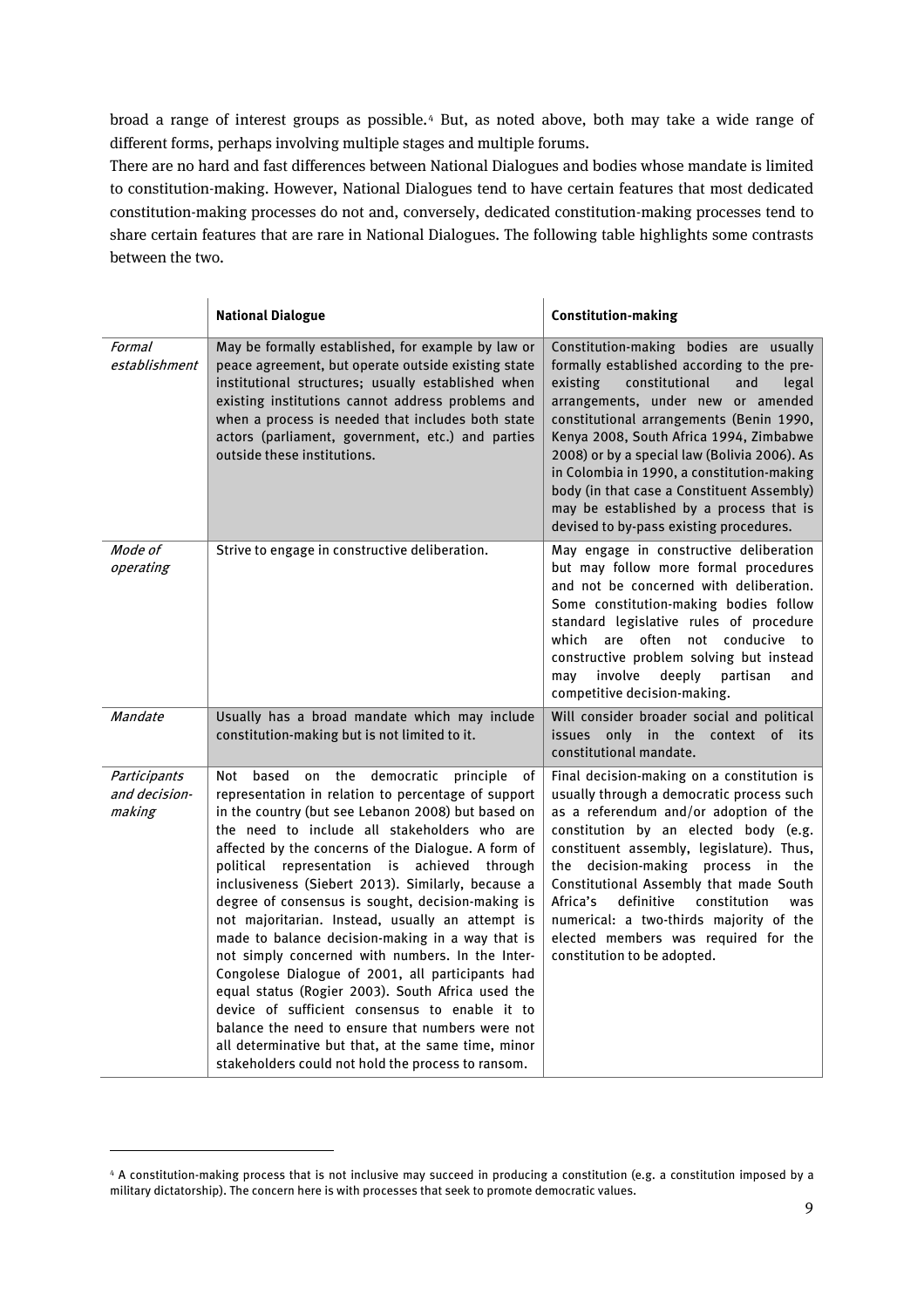broad a range of interest groups as possible.[4] But, as noted above, both may take a wide range of different forms, perhaps involving multiple stages and multiple forums.

There are no hard and fast differences between National Dialogues and bodies whose mandate is limited to constitution-making. However, National Dialogues tend to have certain features that most dedicated constitution-making processes do not and, conversely, dedicated constitution-making processes tend to share certain features that are rare in National Dialogues. The following table highlights some contrasts between the two.

| | **National Dialogue** | **Constitution-making** |
|---|---|---|
| *Formal establishment* | May be formally established, for example by law or peace agreement, but operate outside existing state institutional structures; usually established when existing institutions cannot address problems and when a process is needed that includes both state actors (parliament, government, etc.) and parties outside these institutions. | Constitution-making bodies are usually formally established according to the pre-existing constitutional and legal arrangements, under new or amended constitutional arrangements (Benin 1990, Kenya 2008, South Africa 1994, Zimbabwe 2008) or by a special law (Bolivia 2006). As in Colombia in 1990, a constitution-making body (in that case a Constituent Assembly) may be established by a process that is devised to by-pass existing procedures. |
| *Mode of operating* | Strive to engage in constructive deliberation. | May engage in constructive deliberation but may follow more formal procedures and not be concerned with deliberation. Some constitution-making bodies follow standard legislative rules of procedure which are often not conducive to constructive problem solving but instead may involve deeply partisan and competitive decision-making. |
| *Mandate* | Usually has a broad mandate which may include constitution-making but is not limited to it. | Will consider broader social and political issues only in the context of its constitutional mandate. |
| *Participants and decision-making* | Not based on the democratic principle of representation in relation to percentage of support in the country (but see Lebanon 2008) but based on the need to include all stakeholders who are affected by the concerns of the Dialogue. A form of political representation is achieved through inclusiveness (Siebert 2013). Similarly, because a degree of consensus is sought, decision-making is not majoritarian. Instead, usually an attempt is made to balance decision-making in a way that is not simply concerned with numbers. In the Inter-Congolese Dialogue of 2001, all participants had equal status (Rogier 2003). South Africa used the device of sufficient consensus to enable it to balance the need to ensure that numbers were not all determinative but that, at the same time, minor stakeholders could not hold the process to ransom. | Final decision-making on a constitution is usually through a democratic process such as a referendum and/or adoption of the constitution by an elected body (e.g. constituent assembly, legislature). Thus, the decision-making process in the Constitutional Assembly that made South Africa's definitive constitution was numerical: a two-thirds majority of the elected members was required for the constitution to be adopted. |

[4] A constitution-making process that is not inclusive may succeed in producing a constitution (e.g. a constitution imposed by a military dictatorship). The concern here is with processes that seek to promote democratic values.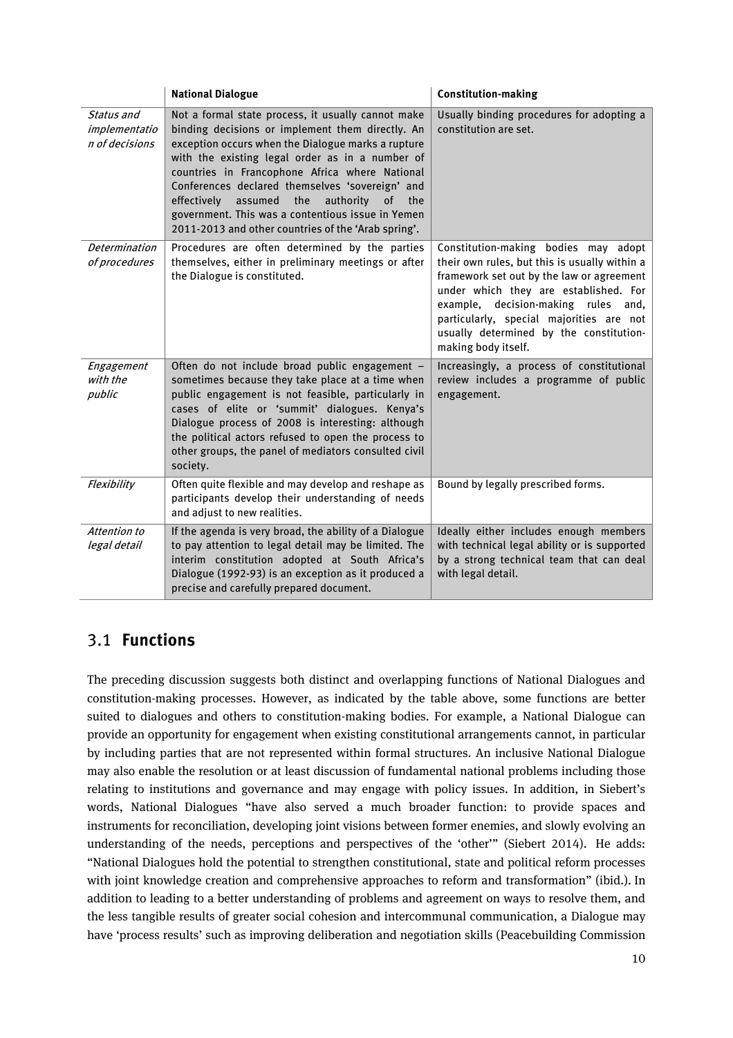| | National Dialogue | Constitution-making |
|---|---|---|
| *Status and implementation of decisions* | Not a formal state process, it usually cannot make binding decisions or implement them directly. An exception occurs when the Dialogue marks a rupture with the existing legal order as in a number of countries in Francophone Africa where National Conferences declared themselves 'sovereign' and effectively assumed the authority of the government. This was a contentious issue in Yemen 2011-2013 and other countries of the 'Arab spring'. | Usually binding procedures for adopting a constitution are set. |
| *Determination of procedures* | Procedures are often determined by the parties themselves, either in preliminary meetings or after the Dialogue is constituted. | Constitution-making bodies may adopt their own rules, but this is usually within a framework set out by the law or agreement under which they are established. For example, decision-making rules and, particularly, special majorities are not usually determined by the constitution-making body itself. |
| *Engagement with the public* | Often do not include broad public engagement – sometimes because they take place at a time when public engagement is not feasible, particularly in cases of elite or 'summit' dialogues. Kenya's Dialogue process of 2008 is interesting: although the political actors refused to open the process to other groups, the panel of mediators consulted civil society. | Increasingly, a process of constitutional review includes a programme of public engagement. |
| *Flexibility* | Often quite flexible and may develop and reshape as participants develop their understanding of needs and adjust to new realities. | Bound by legally prescribed forms. |
| *Attention to legal detail* | If the agenda is very broad, the ability of a Dialogue to pay attention to legal detail may be limited. The interim constitution adopted at South Africa's Dialogue (1992-93) is an exception as it produced a precise and carefully prepared document. | Ideally either includes enough members with technical legal ability or is supported by a strong technical team that can deal with legal detail. |

## 3.1 Functions

The preceding discussion suggests both distinct and overlapping functions of National Dialogues and constitution-making processes. However, as indicated by the table above, some functions are better suited to dialogues and others to constitution-making bodies. For example, a National Dialogue can provide an opportunity for engagement when existing constitutional arrangements cannot, in particular by including parties that are not represented within formal structures. An inclusive National Dialogue may also enable the resolution or at least discussion of fundamental national problems including those relating to institutions and governance and may engage with policy issues. In addition, in Siebert's words, National Dialogues "have also served a much broader function: to provide spaces and instruments for reconciliation, developing joint visions between former enemies, and slowly evolving an understanding of the needs, perceptions and perspectives of the 'other'" (Siebert 2014). He adds: "National Dialogues hold the potential to strengthen constitutional, state and political reform processes with joint knowledge creation and comprehensive approaches to reform and transformation" (ibid.). In addition to leading to a better understanding of problems and agreement on ways to resolve them, and the less tangible results of greater social cohesion and intercommunal communication, a Dialogue may have 'process results' such as improving deliberation and negotiation skills (Peacebuilding Commission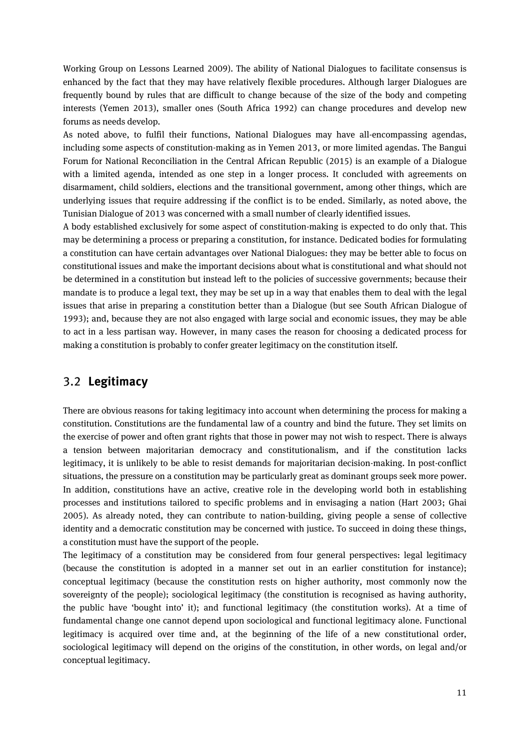Working Group on Lessons Learned 2009). The ability of National Dialogues to facilitate consensus is enhanced by the fact that they may have relatively flexible procedures. Although larger Dialogues are frequently bound by rules that are difficult to change because of the size of the body and competing interests (Yemen 2013), smaller ones (South Africa 1992) can change procedures and develop new forums as needs develop.

As noted above, to fulfil their functions, National Dialogues may have all-encompassing agendas, including some aspects of constitution-making as in Yemen 2013, or more limited agendas. The Bangui Forum for National Reconciliation in the Central African Republic (2015) is an example of a Dialogue with a limited agenda, intended as one step in a longer process. It concluded with agreements on disarmament, child soldiers, elections and the transitional government, among other things, which are underlying issues that require addressing if the conflict is to be ended. Similarly, as noted above, the Tunisian Dialogue of 2013 was concerned with a small number of clearly identified issues.

A body established exclusively for some aspect of constitution-making is expected to do only that. This may be determining a process or preparing a constitution, for instance. Dedicated bodies for formulating a constitution can have certain advantages over National Dialogues: they may be better able to focus on constitutional issues and make the important decisions about what is constitutional and what should not be determined in a constitution but instead left to the policies of successive governments; because their mandate is to produce a legal text, they may be set up in a way that enables them to deal with the legal issues that arise in preparing a constitution better than a Dialogue (but see South African Dialogue of 1993); and, because they are not also engaged with large social and economic issues, they may be able to act in a less partisan way. However, in many cases the reason for choosing a dedicated process for making a constitution is probably to confer greater legitimacy on the constitution itself.

## 3.2 **Legitimacy**

There are obvious reasons for taking legitimacy into account when determining the process for making a constitution. Constitutions are the fundamental law of a country and bind the future. They set limits on the exercise of power and often grant rights that those in power may not wish to respect. There is always a tension between majoritarian democracy and constitutionalism, and if the constitution lacks legitimacy, it is unlikely to be able to resist demands for majoritarian decision-making. In post-conflict situations, the pressure on a constitution may be particularly great as dominant groups seek more power. In addition, constitutions have an active, creative role in the developing world both in establishing processes and institutions tailored to specific problems and in envisaging a nation (Hart 2003; Ghai 2005). As already noted, they can contribute to nation-building, giving people a sense of collective identity and a democratic constitution may be concerned with justice. To succeed in doing these things, a constitution must have the support of the people.

The legitimacy of a constitution may be considered from four general perspectives: legal legitimacy (because the constitution is adopted in a manner set out in an earlier constitution for instance); conceptual legitimacy (because the constitution rests on higher authority, most commonly now the sovereignty of the people); sociological legitimacy (the constitution is recognised as having authority, the public have 'bought into' it); and functional legitimacy (the constitution works). At a time of fundamental change one cannot depend upon sociological and functional legitimacy alone. Functional legitimacy is acquired over time and, at the beginning of the life of a new constitutional order, sociological legitimacy will depend on the origins of the constitution, in other words, on legal and/or conceptual legitimacy.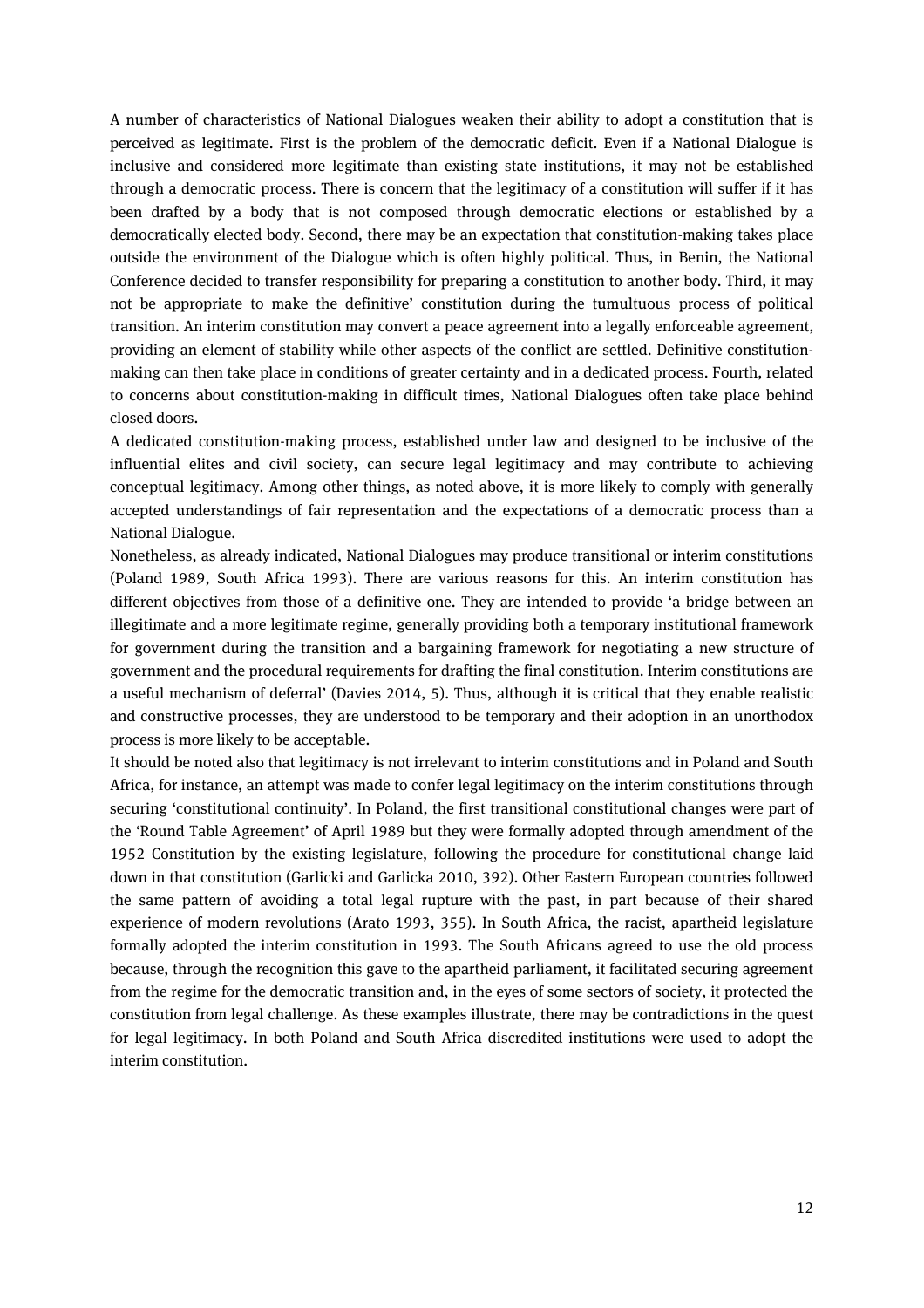A number of characteristics of National Dialogues weaken their ability to adopt a constitution that is perceived as legitimate. First is the problem of the democratic deficit. Even if a National Dialogue is inclusive and considered more legitimate than existing state institutions, it may not be established through a democratic process. There is concern that the legitimacy of a constitution will suffer if it has been drafted by a body that is not composed through democratic elections or established by a democratically elected body. Second, there may be an expectation that constitution-making takes place outside the environment of the Dialogue which is often highly political. Thus, in Benin, the National Conference decided to transfer responsibility for preparing a constitution to another body. Third, it may not be appropriate to make the definitive' constitution during the tumultuous process of political transition. An interim constitution may convert a peace agreement into a legally enforceable agreement, providing an element of stability while other aspects of the conflict are settled. Definitive constitution-making can then take place in conditions of greater certainty and in a dedicated process. Fourth, related to concerns about constitution-making in difficult times, National Dialogues often take place behind closed doors.

A dedicated constitution-making process, established under law and designed to be inclusive of the influential elites and civil society, can secure legal legitimacy and may contribute to achieving conceptual legitimacy. Among other things, as noted above, it is more likely to comply with generally accepted understandings of fair representation and the expectations of a democratic process than a National Dialogue.

Nonetheless, as already indicated, National Dialogues may produce transitional or interim constitutions (Poland 1989, South Africa 1993). There are various reasons for this. An interim constitution has different objectives from those of a definitive one. They are intended to provide 'a bridge between an illegitimate and a more legitimate regime, generally providing both a temporary institutional framework for government during the transition and a bargaining framework for negotiating a new structure of government and the procedural requirements for drafting the final constitution. Interim constitutions are a useful mechanism of deferral' (Davies 2014, 5). Thus, although it is critical that they enable realistic and constructive processes, they are understood to be temporary and their adoption in an unorthodox process is more likely to be acceptable.

It should be noted also that legitimacy is not irrelevant to interim constitutions and in Poland and South Africa, for instance, an attempt was made to confer legal legitimacy on the interim constitutions through securing 'constitutional continuity'. In Poland, the first transitional constitutional changes were part of the 'Round Table Agreement' of April 1989 but they were formally adopted through amendment of the 1952 Constitution by the existing legislature, following the procedure for constitutional change laid down in that constitution (Garlicki and Garlicka 2010, 392). Other Eastern European countries followed the same pattern of avoiding a total legal rupture with the past, in part because of their shared experience of modern revolutions (Arato 1993, 355). In South Africa, the racist, apartheid legislature formally adopted the interim constitution in 1993. The South Africans agreed to use the old process because, through the recognition this gave to the apartheid parliament, it facilitated securing agreement from the regime for the democratic transition and, in the eyes of some sectors of society, it protected the constitution from legal challenge. As these examples illustrate, there may be contradictions in the quest for legal legitimacy. In both Poland and South Africa discredited institutions were used to adopt the interim constitution.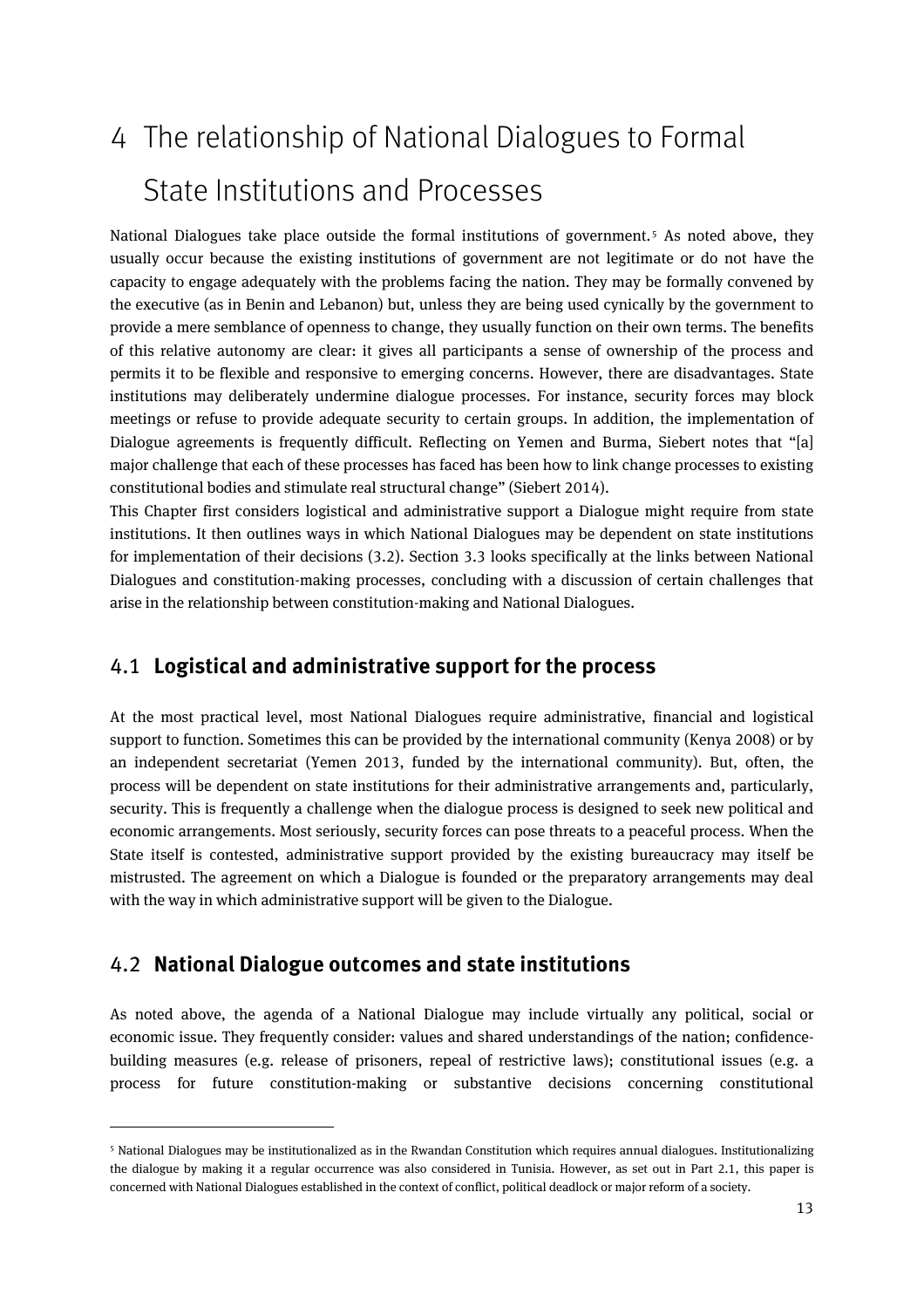# 4 The relationship of National Dialogues to Formal State Institutions and Processes

National Dialogues take place outside the formal institutions of government.[5] As noted above, they usually occur because the existing institutions of government are not legitimate or do not have the capacity to engage adequately with the problems facing the nation. They may be formally convened by the executive (as in Benin and Lebanon) but, unless they are being used cynically by the government to provide a mere semblance of openness to change, they usually function on their own terms. The benefits of this relative autonomy are clear: it gives all participants a sense of ownership of the process and permits it to be flexible and responsive to emerging concerns. However, there are disadvantages. State institutions may deliberately undermine dialogue processes. For instance, security forces may block meetings or refuse to provide adequate security to certain groups. In addition, the implementation of Dialogue agreements is frequently difficult. Reflecting on Yemen and Burma, Siebert notes that "[a] major challenge that each of these processes has faced has been how to link change processes to existing constitutional bodies and stimulate real structural change" (Siebert 2014).

This Chapter first considers logistical and administrative support a Dialogue might require from state institutions. It then outlines ways in which National Dialogues may be dependent on state institutions for implementation of their decisions (3.2). Section 3.3 looks specifically at the links between National Dialogues and constitution-making processes, concluding with a discussion of certain challenges that arise in the relationship between constitution-making and National Dialogues.

## 4.1 **Logistical and administrative support for the process**

At the most practical level, most National Dialogues require administrative, financial and logistical support to function. Sometimes this can be provided by the international community (Kenya 2008) or by an independent secretariat (Yemen 2013, funded by the international community). But, often, the process will be dependent on state institutions for their administrative arrangements and, particularly, security. This is frequently a challenge when the dialogue process is designed to seek new political and economic arrangements. Most seriously, security forces can pose threats to a peaceful process. When the State itself is contested, administrative support provided by the existing bureaucracy may itself be mistrusted. The agreement on which a Dialogue is founded or the preparatory arrangements may deal with the way in which administrative support will be given to the Dialogue.

## 4.2 **National Dialogue outcomes and state institutions**

As noted above, the agenda of a National Dialogue may include virtually any political, social or economic issue. They frequently consider: values and shared understandings of the nation; confidence-building measures (e.g. release of prisoners, repeal of restrictive laws); constitutional issues (e.g. a process for future constitution-making or substantive decisions concerning constitutional

---

[5] National Dialogues may be institutionalized as in the Rwandan Constitution which requires annual dialogues. Institutionalizing the dialogue by making it a regular occurrence was also considered in Tunisia. However, as set out in Part 2.1, this paper is concerned with National Dialogues established in the context of conflict, political deadlock or major reform of a society.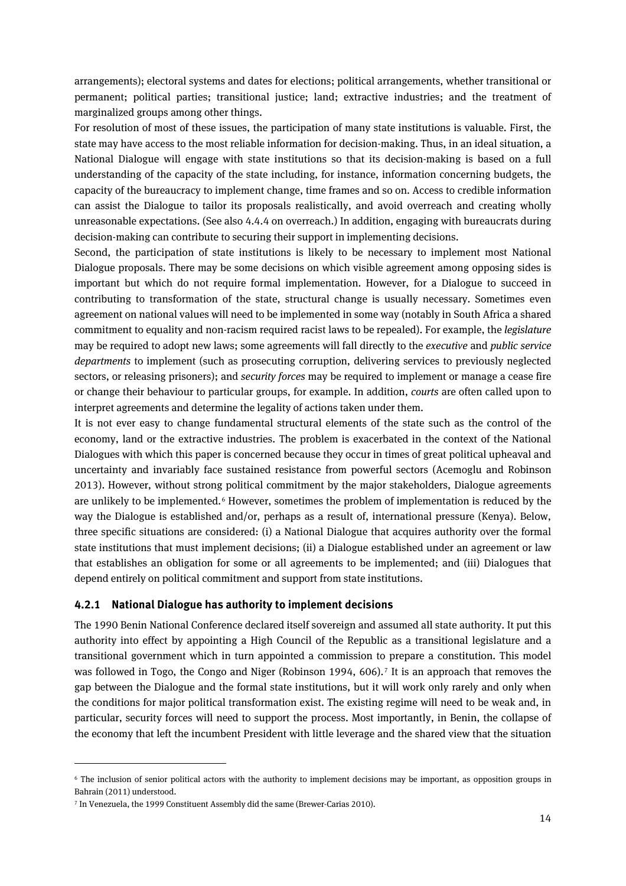arrangements); electoral systems and dates for elections; political arrangements, whether transitional or permanent; political parties; transitional justice; land; extractive industries; and the treatment of marginalized groups among other things.

For resolution of most of these issues, the participation of many state institutions is valuable. First, the state may have access to the most reliable information for decision-making. Thus, in an ideal situation, a National Dialogue will engage with state institutions so that its decision-making is based on a full understanding of the capacity of the state including, for instance, information concerning budgets, the capacity of the bureaucracy to implement change, time frames and so on. Access to credible information can assist the Dialogue to tailor its proposals realistically, and avoid overreach and creating wholly unreasonable expectations. (See also 4.4.4 on overreach.) In addition, engaging with bureaucrats during decision-making can contribute to securing their support in implementing decisions.

Second, the participation of state institutions is likely to be necessary to implement most National Dialogue proposals. There may be some decisions on which visible agreement among opposing sides is important but which do not require formal implementation. However, for a Dialogue to succeed in contributing to transformation of the state, structural change is usually necessary. Sometimes even agreement on national values will need to be implemented in some way (notably in South Africa a shared commitment to equality and non-racism required racist laws to be repealed). For example, the *legislature* may be required to adopt new laws; some agreements will fall directly to the *executive* and *public service departments* to implement (such as prosecuting corruption, delivering services to previously neglected sectors, or releasing prisoners); and *security forces* may be required to implement or manage a cease fire or change their behaviour to particular groups, for example. In addition, *courts* are often called upon to interpret agreements and determine the legality of actions taken under them.

It is not ever easy to change fundamental structural elements of the state such as the control of the economy, land or the extractive industries. The problem is exacerbated in the context of the National Dialogues with which this paper is concerned because they occur in times of great political upheaval and uncertainty and invariably face sustained resistance from powerful sectors (Acemoglu and Robinson 2013). However, without strong political commitment by the major stakeholders, Dialogue agreements are unlikely to be implemented.[6] However, sometimes the problem of implementation is reduced by the way the Dialogue is established and/or, perhaps as a result of, international pressure (Kenya). Below, three specific situations are considered: (i) a National Dialogue that acquires authority over the formal state institutions that must implement decisions; (ii) a Dialogue established under an agreement or law that establishes an obligation for some or all agreements to be implemented; and (iii) Dialogues that depend entirely on political commitment and support from state institutions.

### 4.2.1 National Dialogue has authority to implement decisions

The 1990 Benin National Conference declared itself sovereign and assumed all state authority. It put this authority into effect by appointing a High Council of the Republic as a transitional legislature and a transitional government which in turn appointed a commission to prepare a constitution. This model was followed in Togo, the Congo and Niger (Robinson 1994, 606).[7] It is an approach that removes the gap between the Dialogue and the formal state institutions, but it will work only rarely and only when the conditions for major political transformation exist. The existing regime will need to be weak and, in particular, security forces will need to support the process. Most importantly, in Benin, the collapse of the economy that left the incumbent President with little leverage and the shared view that the situation

---

[6] The inclusion of senior political actors with the authority to implement decisions may be important, as opposition groups in Bahrain (2011) understood.

[7] In Venezuela, the 1999 Constituent Assembly did the same (Brewer-Carias 2010).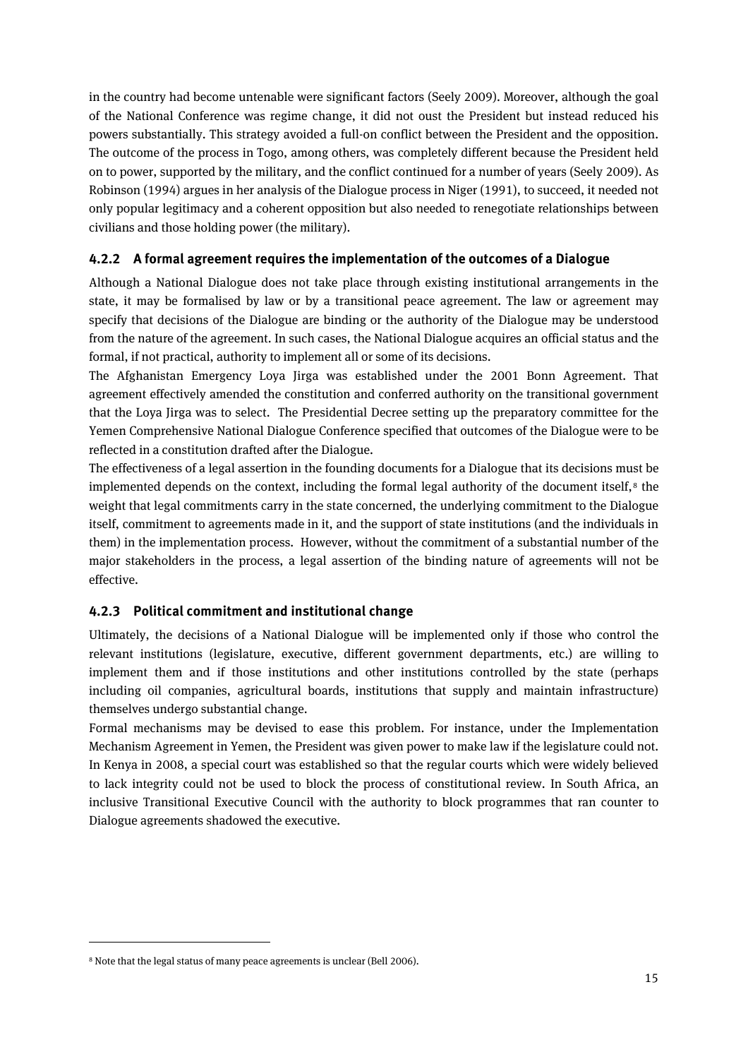in the country had become untenable were significant factors (Seely 2009). Moreover, although the goal of the National Conference was regime change, it did not oust the President but instead reduced his powers substantially. This strategy avoided a full-on conflict between the President and the opposition. The outcome of the process in Togo, among others, was completely different because the President held on to power, supported by the military, and the conflict continued for a number of years (Seely 2009). As Robinson (1994) argues in her analysis of the Dialogue process in Niger (1991), to succeed, it needed not only popular legitimacy and a coherent opposition but also needed to renegotiate relationships between civilians and those holding power (the military).

### 4.2.2 A formal agreement requires the implementation of the outcomes of a Dialogue

Although a National Dialogue does not take place through existing institutional arrangements in the state, it may be formalised by law or by a transitional peace agreement. The law or agreement may specify that decisions of the Dialogue are binding or the authority of the Dialogue may be understood from the nature of the agreement. In such cases, the National Dialogue acquires an official status and the formal, if not practical, authority to implement all or some of its decisions.

The Afghanistan Emergency Loya Jirga was established under the 2001 Bonn Agreement. That agreement effectively amended the constitution and conferred authority on the transitional government that the Loya Jirga was to select. The Presidential Decree setting up the preparatory committee for the Yemen Comprehensive National Dialogue Conference specified that outcomes of the Dialogue were to be reflected in a constitution drafted after the Dialogue.

The effectiveness of a legal assertion in the founding documents for a Dialogue that its decisions must be implemented depends on the context, including the formal legal authority of the document itself,[8] the weight that legal commitments carry in the state concerned, the underlying commitment to the Dialogue itself, commitment to agreements made in it, and the support of state institutions (and the individuals in them) in the implementation process. However, without the commitment of a substantial number of the major stakeholders in the process, a legal assertion of the binding nature of agreements will not be effective.

### 4.2.3 Political commitment and institutional change

Ultimately, the decisions of a National Dialogue will be implemented only if those who control the relevant institutions (legislature, executive, different government departments, etc.) are willing to implement them and if those institutions and other institutions controlled by the state (perhaps including oil companies, agricultural boards, institutions that supply and maintain infrastructure) themselves undergo substantial change.

Formal mechanisms may be devised to ease this problem. For instance, under the Implementation Mechanism Agreement in Yemen, the President was given power to make law if the legislature could not. In Kenya in 2008, a special court was established so that the regular courts which were widely believed to lack integrity could not be used to block the process of constitutional review. In South Africa, an inclusive Transitional Executive Council with the authority to block programmes that ran counter to Dialogue agreements shadowed the executive.

[8] Note that the legal status of many peace agreements is unclear (Bell 2006).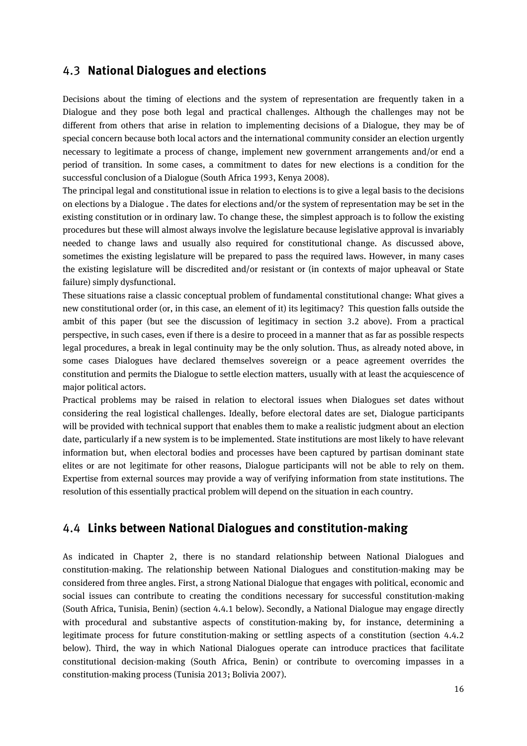## 4.3 **National Dialogues and elections**

Decisions about the timing of elections and the system of representation are frequently taken in a Dialogue and they pose both legal and practical challenges. Although the challenges may not be different from others that arise in relation to implementing decisions of a Dialogue, they may be of special concern because both local actors and the international community consider an election urgently necessary to legitimate a process of change, implement new government arrangements and/or end a period of transition. In some cases, a commitment to dates for new elections is a condition for the successful conclusion of a Dialogue (South Africa 1993, Kenya 2008).

The principal legal and constitutional issue in relation to elections is to give a legal basis to the decisions on elections by a Dialogue . The dates for elections and/or the system of representation may be set in the existing constitution or in ordinary law. To change these, the simplest approach is to follow the existing procedures but these will almost always involve the legislature because legislative approval is invariably needed to change laws and usually also required for constitutional change. As discussed above, sometimes the existing legislature will be prepared to pass the required laws. However, in many cases the existing legislature will be discredited and/or resistant or (in contexts of major upheaval or State failure) simply dysfunctional.

These situations raise a classic conceptual problem of fundamental constitutional change: What gives a new constitutional order (or, in this case, an element of it) its legitimacy? This question falls outside the ambit of this paper (but see the discussion of legitimacy in section 3.2 above). From a practical perspective, in such cases, even if there is a desire to proceed in a manner that as far as possible respects legal procedures, a break in legal continuity may be the only solution. Thus, as already noted above, in some cases Dialogues have declared themselves sovereign or a peace agreement overrides the constitution and permits the Dialogue to settle election matters, usually with at least the acquiescence of major political actors.

Practical problems may be raised in relation to electoral issues when Dialogues set dates without considering the real logistical challenges. Ideally, before electoral dates are set, Dialogue participants will be provided with technical support that enables them to make a realistic judgment about an election date, particularly if a new system is to be implemented. State institutions are most likely to have relevant information but, when electoral bodies and processes have been captured by partisan dominant state elites or are not legitimate for other reasons, Dialogue participants will not be able to rely on them. Expertise from external sources may provide a way of verifying information from state institutions. The resolution of this essentially practical problem will depend on the situation in each country.

## 4.4 **Links between National Dialogues and constitution-making**

As indicated in Chapter 2, there is no standard relationship between National Dialogues and constitution-making. The relationship between National Dialogues and constitution-making may be considered from three angles. First, a strong National Dialogue that engages with political, economic and social issues can contribute to creating the conditions necessary for successful constitution-making (South Africa, Tunisia, Benin) (section 4.4.1 below). Secondly, a National Dialogue may engage directly with procedural and substantive aspects of constitution-making by, for instance, determining a legitimate process for future constitution-making or settling aspects of a constitution (section 4.4.2 below). Third, the way in which National Dialogues operate can introduce practices that facilitate constitutional decision-making (South Africa, Benin) or contribute to overcoming impasses in a constitution-making process (Tunisia 2013; Bolivia 2007).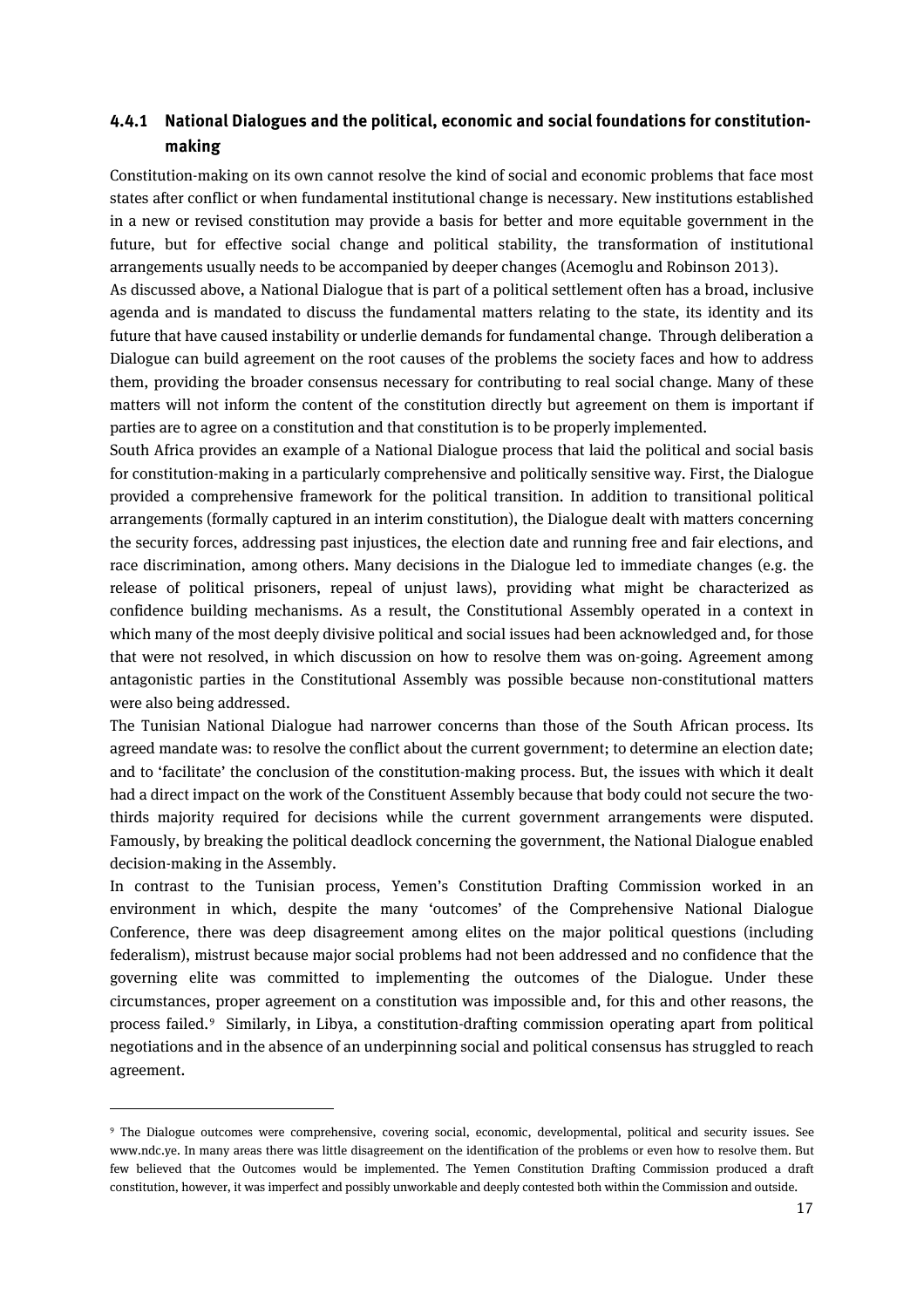### 4.4.1 National Dialogues and the political, economic and social foundations for constitution-making

Constitution-making on its own cannot resolve the kind of social and economic problems that face most states after conflict or when fundamental institutional change is necessary. New institutions established in a new or revised constitution may provide a basis for better and more equitable government in the future, but for effective social change and political stability, the transformation of institutional arrangements usually needs to be accompanied by deeper changes (Acemoglu and Robinson 2013).

As discussed above, a National Dialogue that is part of a political settlement often has a broad, inclusive agenda and is mandated to discuss the fundamental matters relating to the state, its identity and its future that have caused instability or underlie demands for fundamental change. Through deliberation a Dialogue can build agreement on the root causes of the problems the society faces and how to address them, providing the broader consensus necessary for contributing to real social change. Many of these matters will not inform the content of the constitution directly but agreement on them is important if parties are to agree on a constitution and that constitution is to be properly implemented.

South Africa provides an example of a National Dialogue process that laid the political and social basis for constitution-making in a particularly comprehensive and politically sensitive way. First, the Dialogue provided a comprehensive framework for the political transition. In addition to transitional political arrangements (formally captured in an interim constitution), the Dialogue dealt with matters concerning the security forces, addressing past injustices, the election date and running free and fair elections, and race discrimination, among others. Many decisions in the Dialogue led to immediate changes (e.g. the release of political prisoners, repeal of unjust laws), providing what might be characterized as confidence building mechanisms. As a result, the Constitutional Assembly operated in a context in which many of the most deeply divisive political and social issues had been acknowledged and, for those that were not resolved, in which discussion on how to resolve them was on-going. Agreement among antagonistic parties in the Constitutional Assembly was possible because non-constitutional matters were also being addressed.

The Tunisian National Dialogue had narrower concerns than those of the South African process. Its agreed mandate was: to resolve the conflict about the current government; to determine an election date; and to 'facilitate' the conclusion of the constitution-making process. But, the issues with which it dealt had a direct impact on the work of the Constituent Assembly because that body could not secure the two-thirds majority required for decisions while the current government arrangements were disputed. Famously, by breaking the political deadlock concerning the government, the National Dialogue enabled decision-making in the Assembly.

In contrast to the Tunisian process, Yemen's Constitution Drafting Commission worked in an environment in which, despite the many 'outcomes' of the Comprehensive National Dialogue Conference, there was deep disagreement among elites on the major political questions (including federalism), mistrust because major social problems had not been addressed and no confidence that the governing elite was committed to implementing the outcomes of the Dialogue. Under these circumstances, proper agreement on a constitution was impossible and, for this and other reasons, the process failed.[9] Similarly, in Libya, a constitution-drafting commission operating apart from political negotiations and in the absence of an underpinning social and political consensus has struggled to reach agreement.

---

[9] The Dialogue outcomes were comprehensive, covering social, economic, developmental, political and security issues. See www.ndc.ye. In many areas there was little disagreement on the identification of the problems or even how to resolve them. But few believed that the Outcomes would be implemented. The Yemen Constitution Drafting Commission produced a draft constitution, however, it was imperfect and possibly unworkable and deeply contested both within the Commission and outside.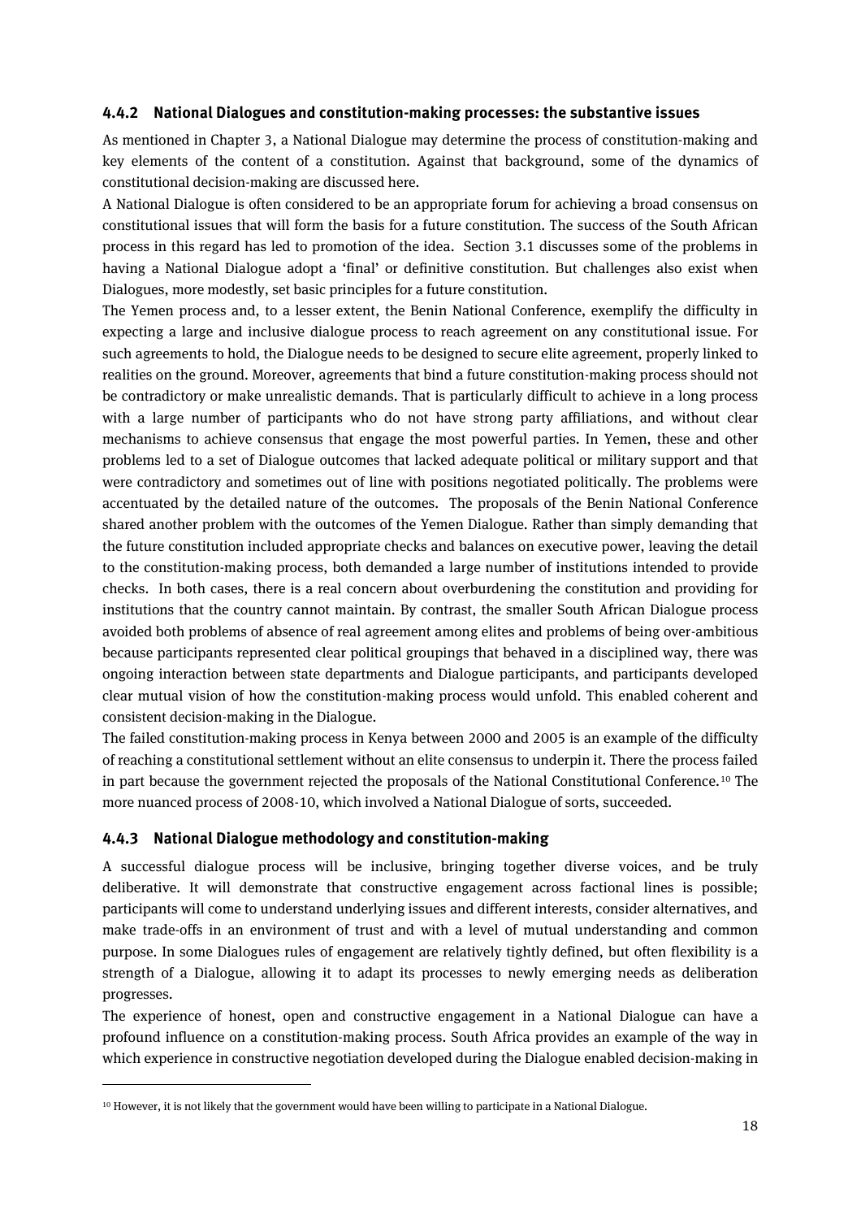### 4.4.2 National Dialogues and constitution-making processes: the substantive issues

As mentioned in Chapter 3, a National Dialogue may determine the process of constitution-making and key elements of the content of a constitution. Against that background, some of the dynamics of constitutional decision-making are discussed here.

A National Dialogue is often considered to be an appropriate forum for achieving a broad consensus on constitutional issues that will form the basis for a future constitution. The success of the South African process in this regard has led to promotion of the idea. Section 3.1 discusses some of the problems in having a National Dialogue adopt a 'final' or definitive constitution. But challenges also exist when Dialogues, more modestly, set basic principles for a future constitution.

The Yemen process and, to a lesser extent, the Benin National Conference, exemplify the difficulty in expecting a large and inclusive dialogue process to reach agreement on any constitutional issue. For such agreements to hold, the Dialogue needs to be designed to secure elite agreement, properly linked to realities on the ground. Moreover, agreements that bind a future constitution-making process should not be contradictory or make unrealistic demands. That is particularly difficult to achieve in a long process with a large number of participants who do not have strong party affiliations, and without clear mechanisms to achieve consensus that engage the most powerful parties. In Yemen, these and other problems led to a set of Dialogue outcomes that lacked adequate political or military support and that were contradictory and sometimes out of line with positions negotiated politically. The problems were accentuated by the detailed nature of the outcomes. The proposals of the Benin National Conference shared another problem with the outcomes of the Yemen Dialogue. Rather than simply demanding that the future constitution included appropriate checks and balances on executive power, leaving the detail to the constitution-making process, both demanded a large number of institutions intended to provide checks. In both cases, there is a real concern about overburdening the constitution and providing for institutions that the country cannot maintain. By contrast, the smaller South African Dialogue process avoided both problems of absence of real agreement among elites and problems of being over-ambitious because participants represented clear political groupings that behaved in a disciplined way, there was ongoing interaction between state departments and Dialogue participants, and participants developed clear mutual vision of how the constitution-making process would unfold. This enabled coherent and consistent decision-making in the Dialogue.

The failed constitution-making process in Kenya between 2000 and 2005 is an example of the difficulty of reaching a constitutional settlement without an elite consensus to underpin it. There the process failed in part because the government rejected the proposals of the National Constitutional Conference.[10] The more nuanced process of 2008-10, which involved a National Dialogue of sorts, succeeded.

### 4.4.3 National Dialogue methodology and constitution-making

A successful dialogue process will be inclusive, bringing together diverse voices, and be truly deliberative. It will demonstrate that constructive engagement across factional lines is possible; participants will come to understand underlying issues and different interests, consider alternatives, and make trade-offs in an environment of trust and with a level of mutual understanding and common purpose. In some Dialogues rules of engagement are relatively tightly defined, but often flexibility is a strength of a Dialogue, allowing it to adapt its processes to newly emerging needs as deliberation progresses.

The experience of honest, open and constructive engagement in a National Dialogue can have a profound influence on a constitution-making process. South Africa provides an example of the way in which experience in constructive negotiation developed during the Dialogue enabled decision-making in

---

[10] However, it is not likely that the government would have been willing to participate in a National Dialogue.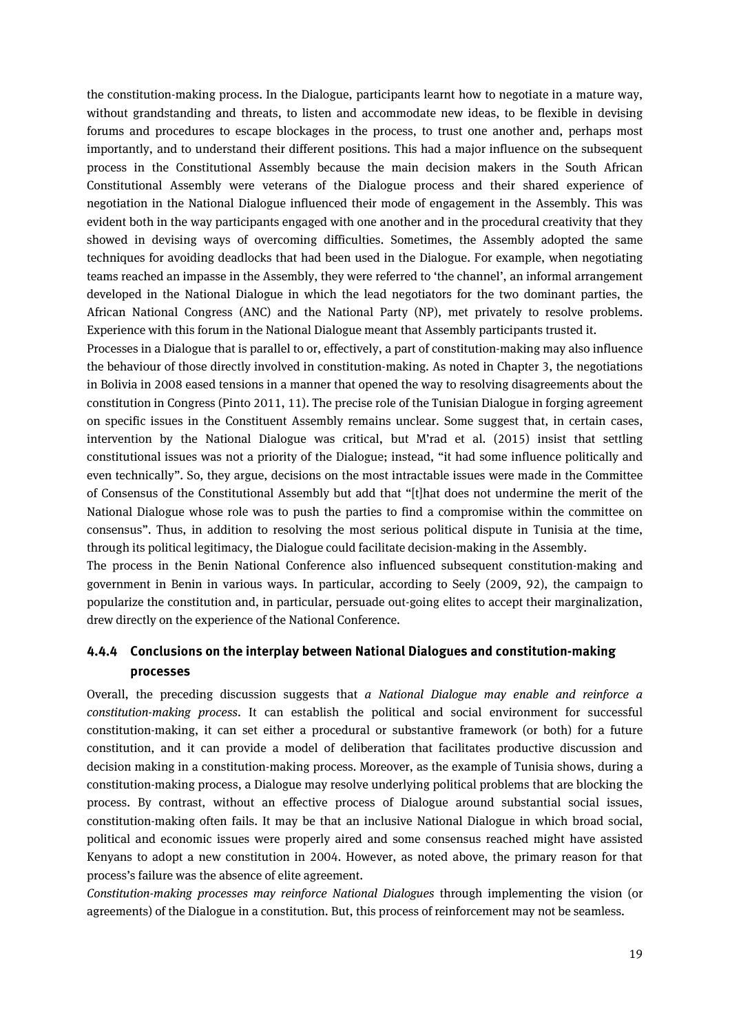the constitution-making process. In the Dialogue, participants learnt how to negotiate in a mature way, without grandstanding and threats, to listen and accommodate new ideas, to be flexible in devising forums and procedures to escape blockages in the process, to trust one another and, perhaps most importantly, and to understand their different positions. This had a major influence on the subsequent process in the Constitutional Assembly because the main decision makers in the South African Constitutional Assembly were veterans of the Dialogue process and their shared experience of negotiation in the National Dialogue influenced their mode of engagement in the Assembly. This was evident both in the way participants engaged with one another and in the procedural creativity that they showed in devising ways of overcoming difficulties. Sometimes, the Assembly adopted the same techniques for avoiding deadlocks that had been used in the Dialogue. For example, when negotiating teams reached an impasse in the Assembly, they were referred to 'the channel', an informal arrangement developed in the National Dialogue in which the lead negotiators for the two dominant parties, the African National Congress (ANC) and the National Party (NP), met privately to resolve problems. Experience with this forum in the National Dialogue meant that Assembly participants trusted it.

Processes in a Dialogue that is parallel to or, effectively, a part of constitution-making may also influence the behaviour of those directly involved in constitution-making. As noted in Chapter 3, the negotiations in Bolivia in 2008 eased tensions in a manner that opened the way to resolving disagreements about the constitution in Congress (Pinto 2011, 11). The precise role of the Tunisian Dialogue in forging agreement on specific issues in the Constituent Assembly remains unclear. Some suggest that, in certain cases, intervention by the National Dialogue was critical, but M'rad et al. (2015) insist that settling constitutional issues was not a priority of the Dialogue; instead, "it had some influence politically and even technically". So, they argue, decisions on the most intractable issues were made in the Committee of Consensus of the Constitutional Assembly but add that "[t]hat does not undermine the merit of the National Dialogue whose role was to push the parties to find a compromise within the committee on consensus". Thus, in addition to resolving the most serious political dispute in Tunisia at the time, through its political legitimacy, the Dialogue could facilitate decision-making in the Assembly.

The process in the Benin National Conference also influenced subsequent constitution-making and government in Benin in various ways. In particular, according to Seely (2009, 92), the campaign to popularize the constitution and, in particular, persuade out-going elites to accept their marginalization, drew directly on the experience of the National Conference.

### 4.4.4 Conclusions on the interplay between National Dialogues and constitution-making processes

Overall, the preceding discussion suggests that *a National Dialogue may enable and reinforce a constitution-making process*. It can establish the political and social environment for successful constitution-making, it can set either a procedural or substantive framework (or both) for a future constitution, and it can provide a model of deliberation that facilitates productive discussion and decision making in a constitution-making process. Moreover, as the example of Tunisia shows, during a constitution-making process, a Dialogue may resolve underlying political problems that are blocking the process. By contrast, without an effective process of Dialogue around substantial social issues, constitution-making often fails. It may be that an inclusive National Dialogue in which broad social, political and economic issues were properly aired and some consensus reached might have assisted Kenyans to adopt a new constitution in 2004. However, as noted above, the primary reason for that process's failure was the absence of elite agreement.

*Constitution-making processes may reinforce National Dialogues* through implementing the vision (or agreements) of the Dialogue in a constitution. But, this process of reinforcement may not be seamless.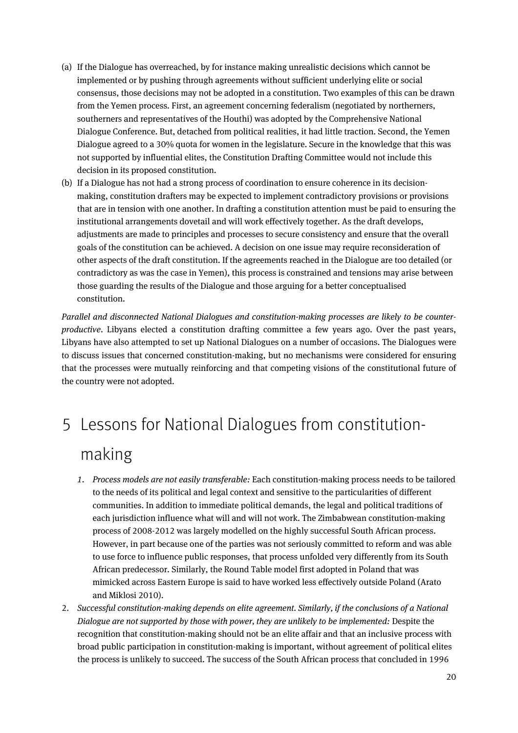(a) If the Dialogue has overreached, by for instance making unrealistic decisions which cannot be implemented or by pushing through agreements without sufficient underlying elite or social consensus, those decisions may not be adopted in a constitution. Two examples of this can be drawn from the Yemen process. First, an agreement concerning federalism (negotiated by northerners, southerners and representatives of the Houthi) was adopted by the Comprehensive National Dialogue Conference. But, detached from political realities, it had little traction. Second, the Yemen Dialogue agreed to a 30% quota for women in the legislature. Secure in the knowledge that this was not supported by influential elites, the Constitution Drafting Committee would not include this decision in its proposed constitution.

(b) If a Dialogue has not had a strong process of coordination to ensure coherence in its decision-making, constitution drafters may be expected to implement contradictory provisions or provisions that are in tension with one another. In drafting a constitution attention must be paid to ensuring the institutional arrangements dovetail and will work effectively together. As the draft develops, adjustments are made to principles and processes to secure consistency and ensure that the overall goals of the constitution can be achieved. A decision on one issue may require reconsideration of other aspects of the draft constitution. If the agreements reached in the Dialogue are too detailed (or contradictory as was the case in Yemen), this process is constrained and tensions may arise between those guarding the results of the Dialogue and those arguing for a better conceptualised constitution.

*Parallel and disconnected National Dialogues and constitution-making processes are likely to be counter-productive*. Libyans elected a constitution drafting committee a few years ago. Over the past years, Libyans have also attempted to set up National Dialogues on a number of occasions. The Dialogues were to discuss issues that concerned constitution-making, but no mechanisms were considered for ensuring that the processes were mutually reinforcing and that competing visions of the constitutional future of the country were not adopted.

# 5 Lessons for National Dialogues from constitution-making

1. *Process models are not easily transferable:* Each constitution-making process needs to be tailored to the needs of its political and legal context and sensitive to the particularities of different communities. In addition to immediate political demands, the legal and political traditions of each jurisdiction influence what will and will not work. The Zimbabwean constitution-making process of 2008-2012 was largely modelled on the highly successful South African process. However, in part because one of the parties was not seriously committed to reform and was able to use force to influence public responses, that process unfolded very differently from its South African predecessor. Similarly, the Round Table model first adopted in Poland that was mimicked across Eastern Europe is said to have worked less effectively outside Poland (Arato and Miklosi 2010).
2. *Successful constitution-making depends on elite agreement. Similarly, if the conclusions of a National Dialogue are not supported by those with power, they are unlikely to be implemented:* Despite the recognition that constitution-making should not be an elite affair and that an inclusive process with broad public participation in constitution-making is important, without agreement of political elites the process is unlikely to succeed. The success of the South African process that concluded in 1996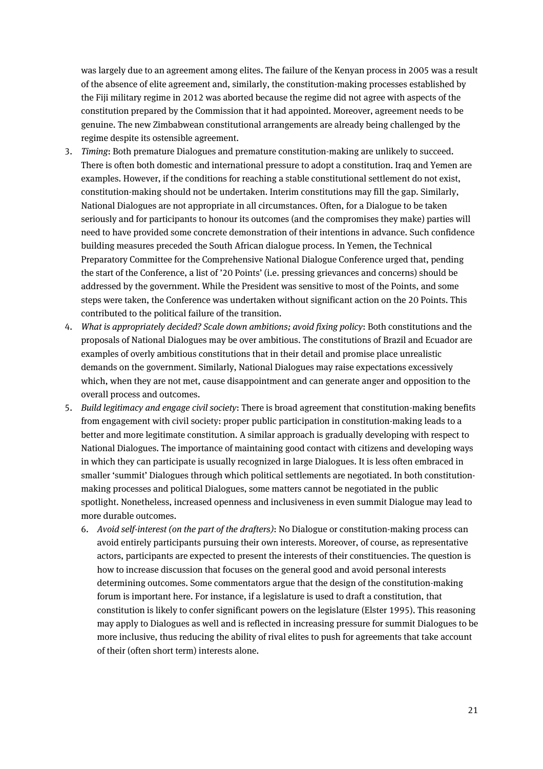was largely due to an agreement among elites. The failure of the Kenyan process in 2005 was a result of the absence of elite agreement and, similarly, the constitution-making processes established by the Fiji military regime in 2012 was aborted because the regime did not agree with aspects of the constitution prepared by the Commission that it had appointed. Moreover, agreement needs to be genuine. The new Zimbabwean constitutional arrangements are already being challenged by the regime despite its ostensible agreement.

3. *Timing*: Both premature Dialogues and premature constitution-making are unlikely to succeed. There is often both domestic and international pressure to adopt a constitution. Iraq and Yemen are examples. However, if the conditions for reaching a stable constitutional settlement do not exist, constitution-making should not be undertaken. Interim constitutions may fill the gap. Similarly, National Dialogues are not appropriate in all circumstances. Often, for a Dialogue to be taken seriously and for participants to honour its outcomes (and the compromises they make) parties will need to have provided some concrete demonstration of their intentions in advance. Such confidence building measures preceded the South African dialogue process. In Yemen, the Technical Preparatory Committee for the Comprehensive National Dialogue Conference urged that, pending the start of the Conference, a list of '20 Points' (i.e. pressing grievances and concerns) should be addressed by the government. While the President was sensitive to most of the Points, and some steps were taken, the Conference was undertaken without significant action on the 20 Points. This contributed to the political failure of the transition.
4. *What is appropriately decided? Scale down ambitions; avoid fixing policy*: Both constitutions and the proposals of National Dialogues may be over ambitious. The constitutions of Brazil and Ecuador are examples of overly ambitious constitutions that in their detail and promise place unrealistic demands on the government. Similarly, National Dialogues may raise expectations excessively which, when they are not met, cause disappointment and can generate anger and opposition to the overall process and outcomes.
5. *Build legitimacy and engage civil society*: There is broad agreement that constitution-making benefits from engagement with civil society: proper public participation in constitution-making leads to a better and more legitimate constitution. A similar approach is gradually developing with respect to National Dialogues. The importance of maintaining good contact with citizens and developing ways in which they can participate is usually recognized in large Dialogues. It is less often embraced in smaller 'summit' Dialogues through which political settlements are negotiated. In both constitution-making processes and political Dialogues, some matters cannot be negotiated in the public spotlight. Nonetheless, increased openness and inclusiveness in even summit Dialogue may lead to more durable outcomes.
6. *Avoid self-interest (on the part of the drafters)*: No Dialogue or constitution-making process can avoid entirely participants pursuing their own interests. Moreover, of course, as representative actors, participants are expected to present the interests of their constituencies. The question is how to increase discussion that focuses on the general good and avoid personal interests determining outcomes. Some commentators argue that the design of the constitution-making forum is important here. For instance, if a legislature is used to draft a constitution, that constitution is likely to confer significant powers on the legislature (Elster 1995). This reasoning may apply to Dialogues as well and is reflected in increasing pressure for summit Dialogues to be more inclusive, thus reducing the ability of rival elites to push for agreements that take account of their (often short term) interests alone.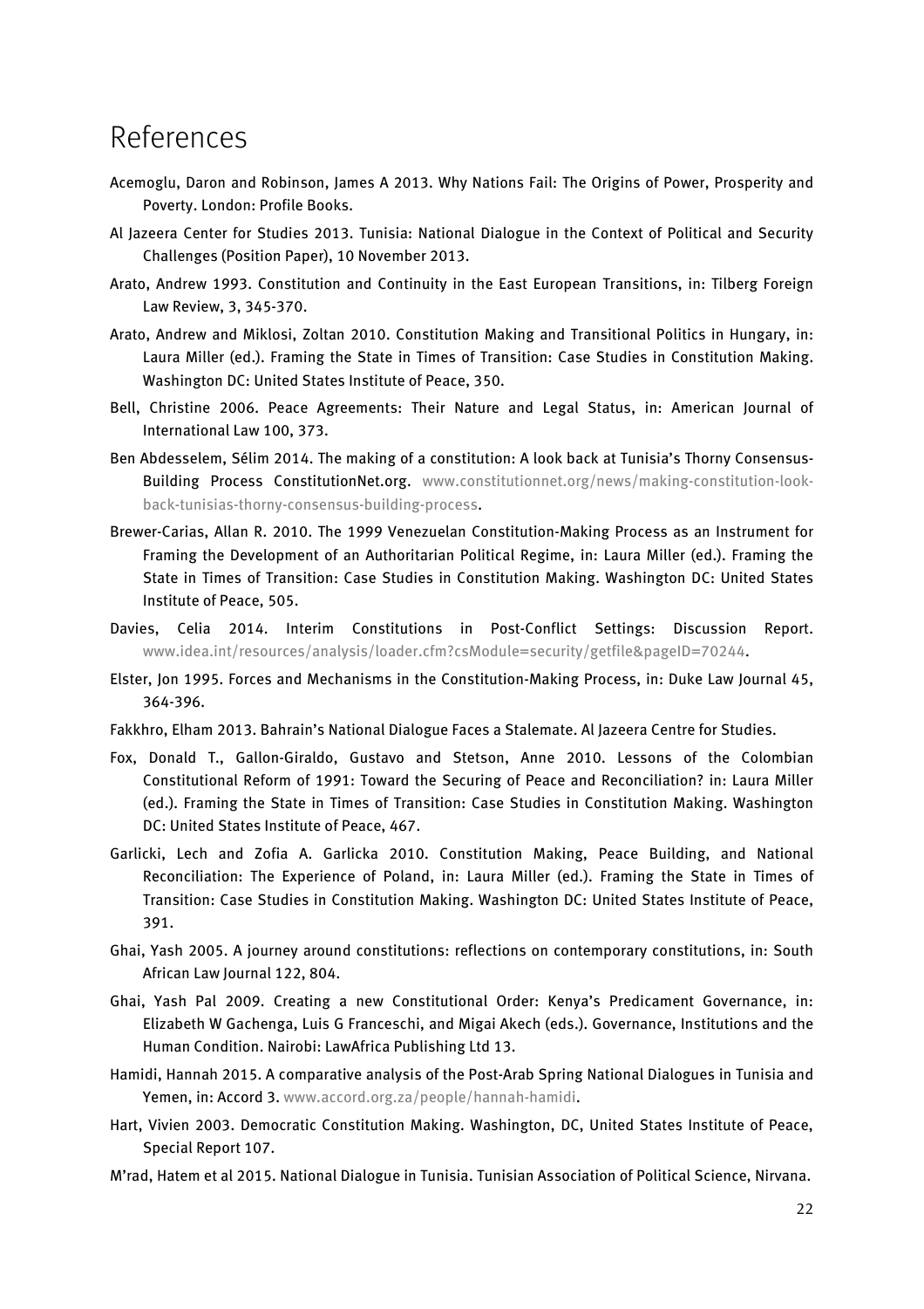# References

Acemoglu, Daron and Robinson, James A 2013. Why Nations Fail: The Origins of Power, Prosperity and Poverty. London: Profile Books.

Al Jazeera Center for Studies 2013. Tunisia: National Dialogue in the Context of Political and Security Challenges (Position Paper), 10 November 2013.

Arato, Andrew 1993. Constitution and Continuity in the East European Transitions, in: Tilberg Foreign Law Review, 3, 345-370.

Arato, Andrew and Miklosi, Zoltan 2010. Constitution Making and Transitional Politics in Hungary, in: Laura Miller (ed.). Framing the State in Times of Transition: Case Studies in Constitution Making. Washington DC: United States Institute of Peace, 350.

Bell, Christine 2006. Peace Agreements: Their Nature and Legal Status, in: American Journal of International Law 100, 373.

Ben Abdesselem, Sélim 2014. The making of a constitution: A look back at Tunisia's Thorny Consensus-Building Process ConstitutionNet.org. www.constitutionnet.org/news/making-constitution-look-back-tunisias-thorny-consensus-building-process.

Brewer-Carias, Allan R. 2010. The 1999 Venezuelan Constitution-Making Process as an Instrument for Framing the Development of an Authoritarian Political Regime, in: Laura Miller (ed.). Framing the State in Times of Transition: Case Studies in Constitution Making. Washington DC: United States Institute of Peace, 505.

Davies, Celia 2014. Interim Constitutions in Post-Conflict Settings: Discussion Report. www.idea.int/resources/analysis/loader.cfm?csModule=security/getfile&pageID=70244.

Elster, Jon 1995. Forces and Mechanisms in the Constitution-Making Process, in: Duke Law Journal 45, 364-396.

Fakkhro, Elham 2013. Bahrain's National Dialogue Faces a Stalemate. Al Jazeera Centre for Studies.

Fox, Donald T., Gallon-Giraldo, Gustavo and Stetson, Anne 2010. Lessons of the Colombian Constitutional Reform of 1991: Toward the Securing of Peace and Reconciliation? in: Laura Miller (ed.). Framing the State in Times of Transition: Case Studies in Constitution Making. Washington DC: United States Institute of Peace, 467.

Garlicki, Lech and Zofia A. Garlicka 2010. Constitution Making, Peace Building, and National Reconciliation: The Experience of Poland, in: Laura Miller (ed.). Framing the State in Times of Transition: Case Studies in Constitution Making. Washington DC: United States Institute of Peace, 391.

Ghai, Yash 2005. A journey around constitutions: reflections on contemporary constitutions, in: South African Law Journal 122, 804.

Ghai, Yash Pal 2009. Creating a new Constitutional Order: Kenya's Predicament Governance, in: Elizabeth W Gachenga, Luis G Franceschi, and Migai Akech (eds.). Governance, Institutions and the Human Condition. Nairobi: LawAfrica Publishing Ltd 13.

Hamidi, Hannah 2015. A comparative analysis of the Post-Arab Spring National Dialogues in Tunisia and Yemen, in: Accord 3. www.accord.org.za/people/hannah-hamidi.

Hart, Vivien 2003. Democratic Constitution Making. Washington, DC, United States Institute of Peace, Special Report 107.

M'rad, Hatem et al 2015. National Dialogue in Tunisia. Tunisian Association of Political Science, Nirvana.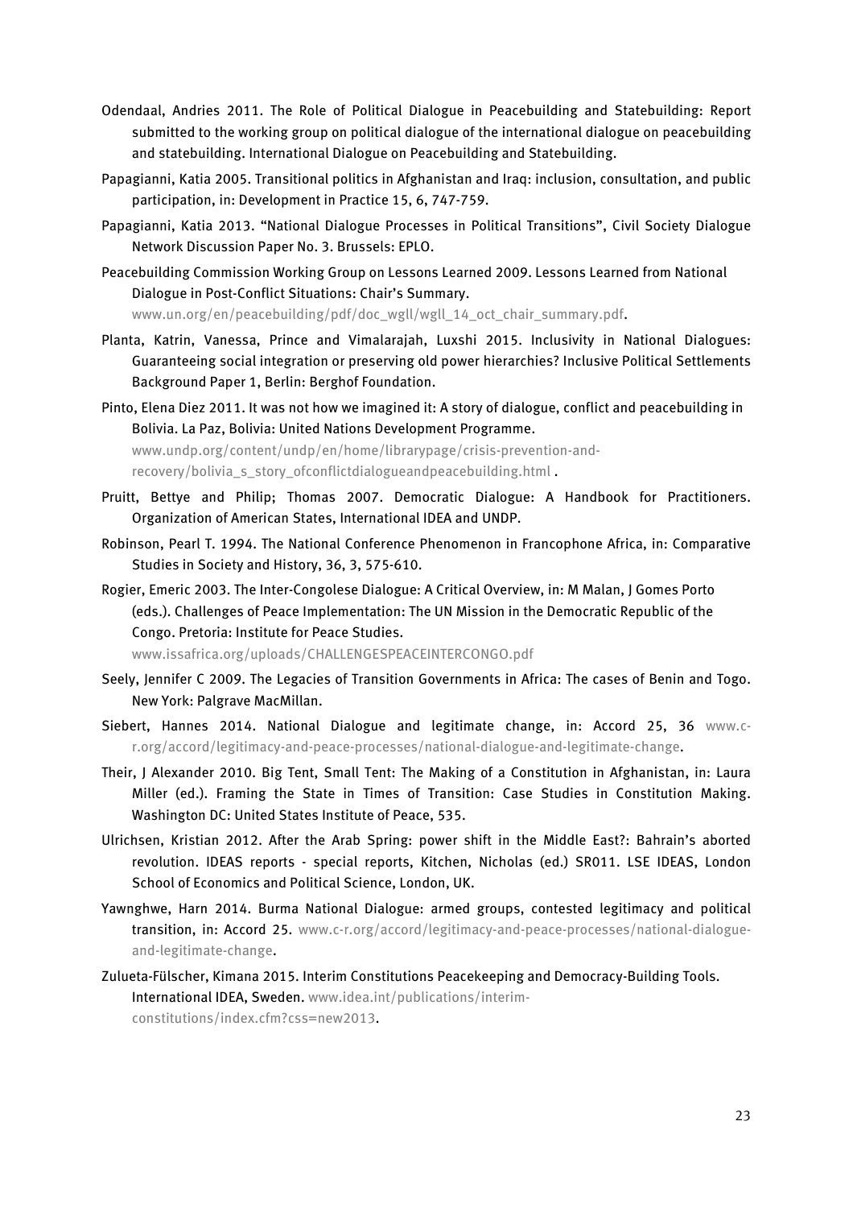Odendaal, Andries 2011. The Role of Political Dialogue in Peacebuilding and Statebuilding: Report submitted to the working group on political dialogue of the international dialogue on peacebuilding and statebuilding. International Dialogue on Peacebuilding and Statebuilding.

Papagianni, Katia 2005. Transitional politics in Afghanistan and Iraq: inclusion, consultation, and public participation, in: Development in Practice 15, 6, 747-759.

Papagianni, Katia 2013. "National Dialogue Processes in Political Transitions", Civil Society Dialogue Network Discussion Paper No. 3. Brussels: EPLO.

Peacebuilding Commission Working Group on Lessons Learned 2009. Lessons Learned from National Dialogue in Post-Conflict Situations: Chair's Summary. www.un.org/en/peacebuilding/pdf/doc_wgll/wgll_14_oct_chair_summary.pdf.

Planta, Katrin, Vanessa, Prince and Vimalarajah, Luxshi 2015. Inclusivity in National Dialogues: Guaranteeing social integration or preserving old power hierarchies? Inclusive Political Settlements Background Paper 1, Berlin: Berghof Foundation.

Pinto, Elena Diez 2011. It was not how we imagined it: A story of dialogue, conflict and peacebuilding in Bolivia. La Paz, Bolivia: United Nations Development Programme. www.undp.org/content/undp/en/home/librarypage/crisis-prevention-and-recovery/bolivia_s_story_ofconflictdialogueandpeacebuilding.html .

Pruitt, Bettye and Philip; Thomas 2007. Democratic Dialogue: A Handbook for Practitioners. Organization of American States, International IDEA and UNDP.

Robinson, Pearl T. 1994. The National Conference Phenomenon in Francophone Africa, in: Comparative Studies in Society and History, 36, 3, 575-610.

Rogier, Emeric 2003. The Inter-Congolese Dialogue: A Critical Overview, in: M Malan, J Gomes Porto (eds.). Challenges of Peace Implementation: The UN Mission in the Democratic Republic of the Congo. Pretoria: Institute for Peace Studies. www.issafrica.org/uploads/CHALLENGESPEACEINTERCONGO.pdf

Seely, Jennifer C 2009. The Legacies of Transition Governments in Africa: The cases of Benin and Togo. New York: Palgrave MacMillan.

Siebert, Hannes 2014. National Dialogue and legitimate change, in: Accord 25, 36 www.c-r.org/accord/legitimacy-and-peace-processes/national-dialogue-and-legitimate-change.

Their, J Alexander 2010. Big Tent, Small Tent: The Making of a Constitution in Afghanistan, in: Laura Miller (ed.). Framing the State in Times of Transition: Case Studies in Constitution Making. Washington DC: United States Institute of Peace, 535.

Ulrichsen, Kristian 2012. After the Arab Spring: power shift in the Middle East?: Bahrain's aborted revolution. IDEAS reports - special reports, Kitchen, Nicholas (ed.) SR011. LSE IDEAS, London School of Economics and Political Science, London, UK.

Yawnghwe, Harn 2014. Burma National Dialogue: armed groups, contested legitimacy and political transition, in: Accord 25. www.c-r.org/accord/legitimacy-and-peace-processes/national-dialogue-and-legitimate-change.

Zulueta-Fülscher, Kimana 2015. Interim Constitutions Peacekeeping and Democracy-Building Tools. International IDEA, Sweden. www.idea.int/publications/interim-constitutions/index.cfm?css=new2013.